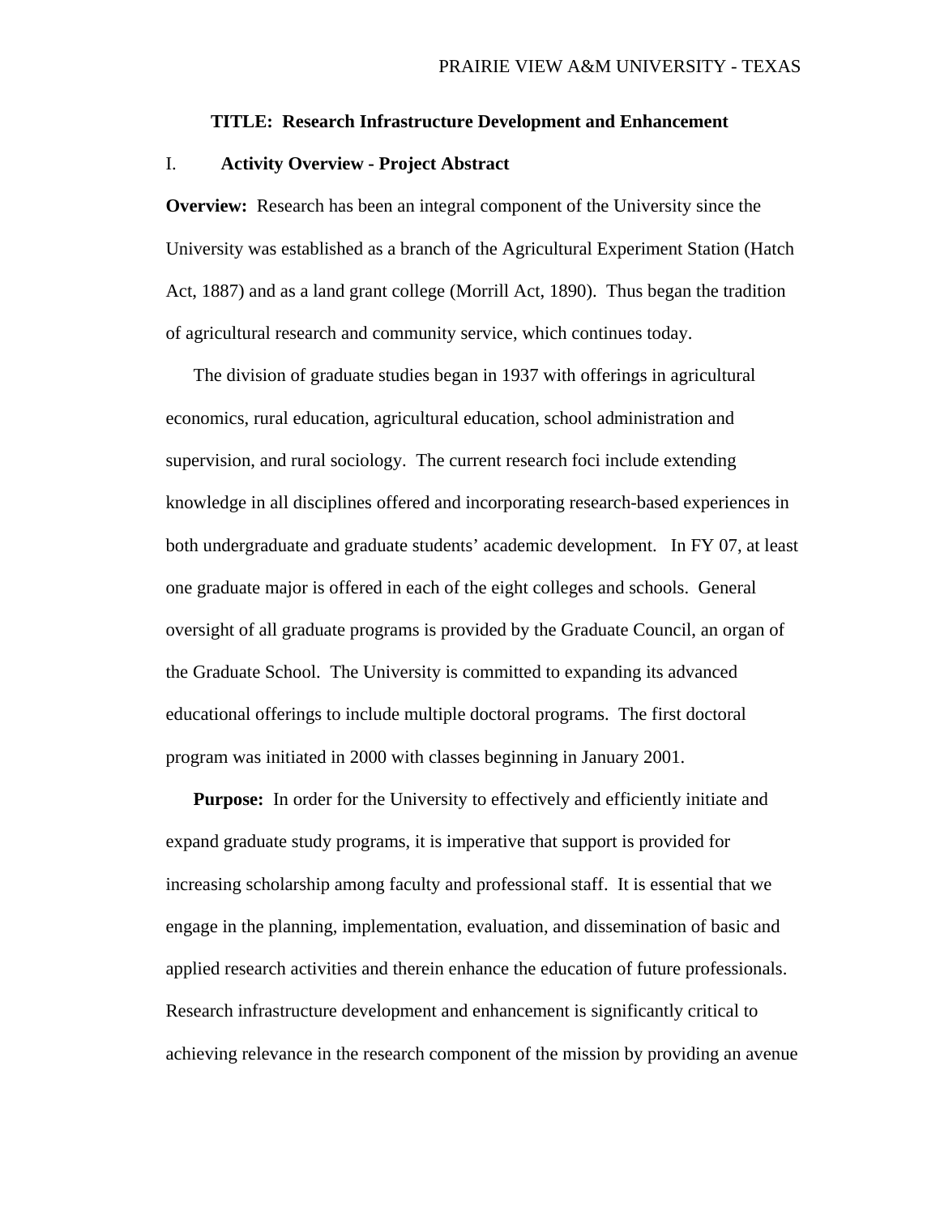PRAIRIE VIEW A&M UNIVERSITY - TEXAS

# TITLE: Research Infrastructure Development and Enhancement

## I. Activity Overview - Project Abstract

**Overview:** Research has been an integral component of the University since the University was established as a branch of the Agricultural Experiment Station (Hatch Act, 1887) and as a land grant college (Morrill Act, 1890). Thus began the tradition of agricultural research and community service, which continues today.

The division of graduate studies began in 1937 with offerings in agricultural economics, rural education, agricultural education, school administration and supervision, and rural sociology. The current research foci include extending knowledge in all disciplines offered and incorporating research-based experiences in both undergraduate and graduate students' academic development. In FY 07, at least one graduate major is offered in each of the eight colleges and schools. General oversight of all graduate programs is provided by the Graduate Council, an organ of the Graduate School. The University is committed to expanding its advanced educational offerings to include multiple doctoral programs. The first doctoral program was initiated in 2000 with classes beginning in January 2001.

**Purpose:** In order for the University to effectively and efficiently initiate and expand graduate study programs, it is imperative that support is provided for increasing scholarship among faculty and professional staff. It is essential that we engage in the planning, implementation, evaluation, and dissemination of basic and applied research activities and therein enhance the education of future professionals. Research infrastructure development and enhancement is significantly critical to achieving relevance in the research component of the mission by providing an avenue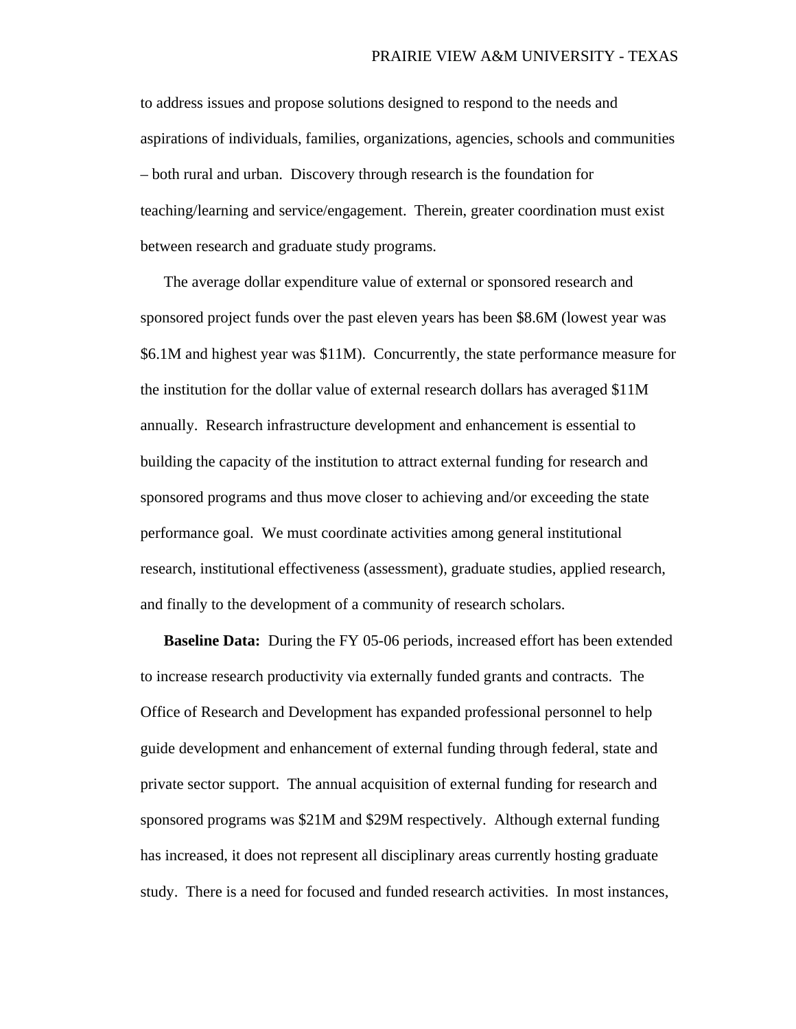to address issues and propose solutions designed to respond to the needs and aspirations of individuals, families, organizations, agencies, schools and communities – both rural and urban. Discovery through research is the foundation for teaching/learning and service/engagement. Therein, greater coordination must exist between research and graduate study programs.

The average dollar expenditure value of external or sponsored research and sponsored project funds over the past eleven years has been $8.6M (lowest year was $6.1M and highest year was $11M). Concurrently, the state performance measure for the institution for the dollar value of external research dollars has averaged $11M annually. Research infrastructure development and enhancement is essential to building the capacity of the institution to attract external funding for research and sponsored programs and thus move closer to achieving and/or exceeding the state performance goal. We must coordinate activities among general institutional research, institutional effectiveness (assessment), graduate studies, applied research, and finally to the development of a community of research scholars.

**Baseline Data:** During the FY 05-06 periods, increased effort has been extended to increase research productivity via externally funded grants and contracts. The Office of Research and Development has expanded professional personnel to help guide development and enhancement of external funding through federal, state and private sector support. The annual acquisition of external funding for research and sponsored programs was $21M and $29M respectively. Although external funding has increased, it does not represent all disciplinary areas currently hosting graduate study. There is a need for focused and funded research activities. In most instances,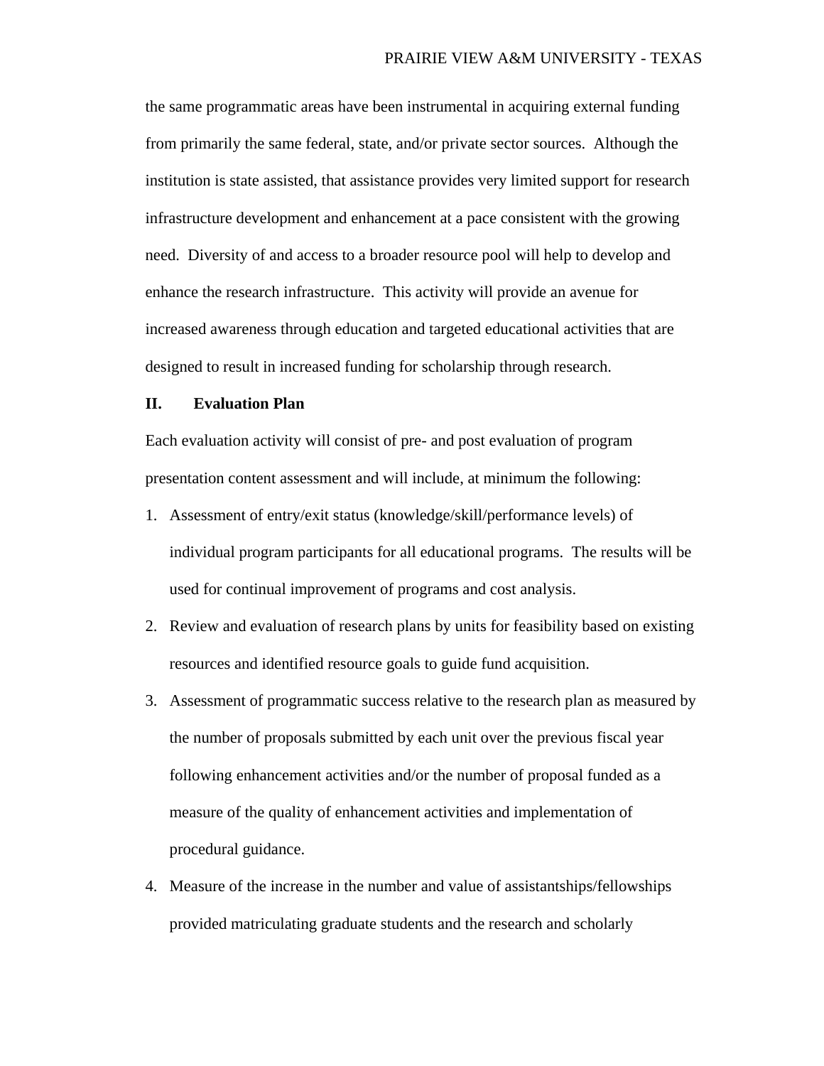the same programmatic areas have been instrumental in acquiring external funding from primarily the same federal, state, and/or private sector sources. Although the institution is state assisted, that assistance provides very limited support for research infrastructure development and enhancement at a pace consistent with the growing need. Diversity of and access to a broader resource pool will help to develop and enhance the research infrastructure. This activity will provide an avenue for increased awareness through education and targeted educational activities that are designed to result in increased funding for scholarship through research.

## II. Evaluation Plan

Each evaluation activity will consist of pre- and post evaluation of program presentation content assessment and will include, at minimum the following:

1. Assessment of entry/exit status (knowledge/skill/performance levels) of individual program participants for all educational programs. The results will be used for continual improvement of programs and cost analysis.
2. Review and evaluation of research plans by units for feasibility based on existing resources and identified resource goals to guide fund acquisition.
3. Assessment of programmatic success relative to the research plan as measured by the number of proposals submitted by each unit over the previous fiscal year following enhancement activities and/or the number of proposal funded as a measure of the quality of enhancement activities and implementation of procedural guidance.
4. Measure of the increase in the number and value of assistantships/fellowships provided matriculating graduate students and the research and scholarly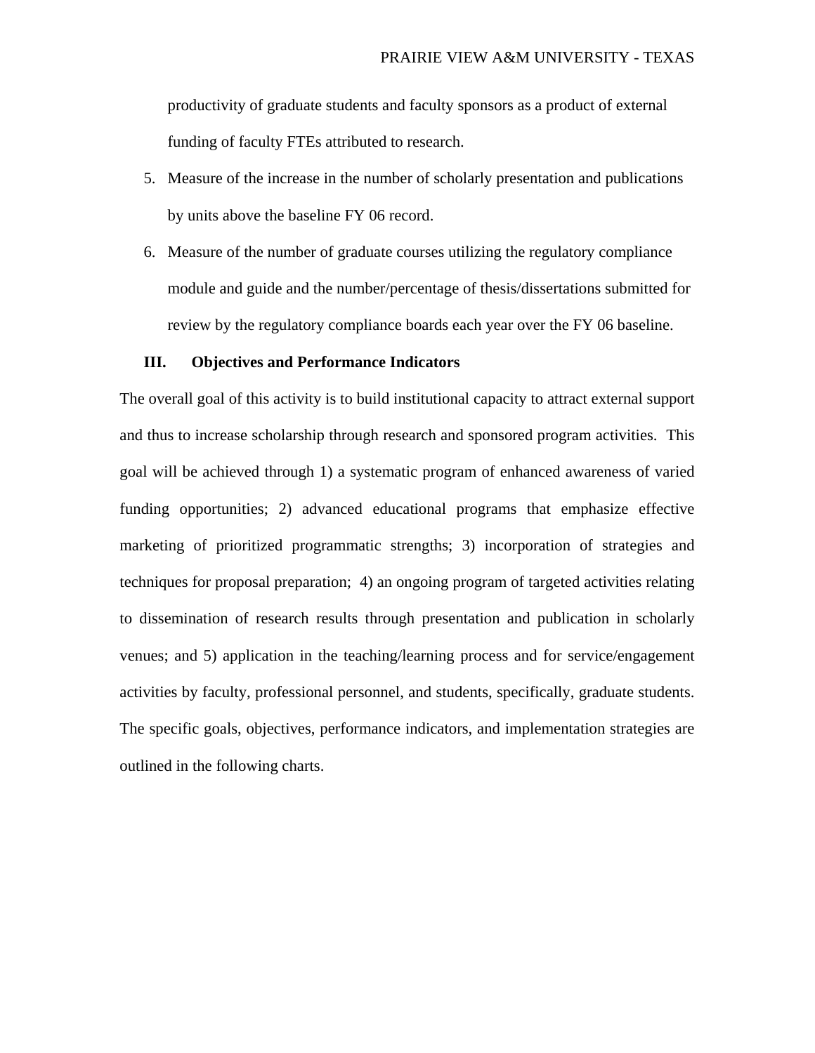productivity of graduate students and faculty sponsors as a product of external funding of faculty FTEs attributed to research.

5. Measure of the increase in the number of scholarly presentation and publications by units above the baseline FY 06 record.
6. Measure of the number of graduate courses utilizing the regulatory compliance module and guide and the number/percentage of thesis/dissertations submitted for review by the regulatory compliance boards each year over the FY 06 baseline.

## III. Objectives and Performance Indicators

The overall goal of this activity is to build institutional capacity to attract external support and thus to increase scholarship through research and sponsored program activities. This goal will be achieved through 1) a systematic program of enhanced awareness of varied funding opportunities; 2) advanced educational programs that emphasize effective marketing of prioritized programmatic strengths; 3) incorporation of strategies and techniques for proposal preparation; 4) an ongoing program of targeted activities relating to dissemination of research results through presentation and publication in scholarly venues; and 5) application in the teaching/learning process and for service/engagement activities by faculty, professional personnel, and students, specifically, graduate students. The specific goals, objectives, performance indicators, and implementation strategies are outlined in the following charts.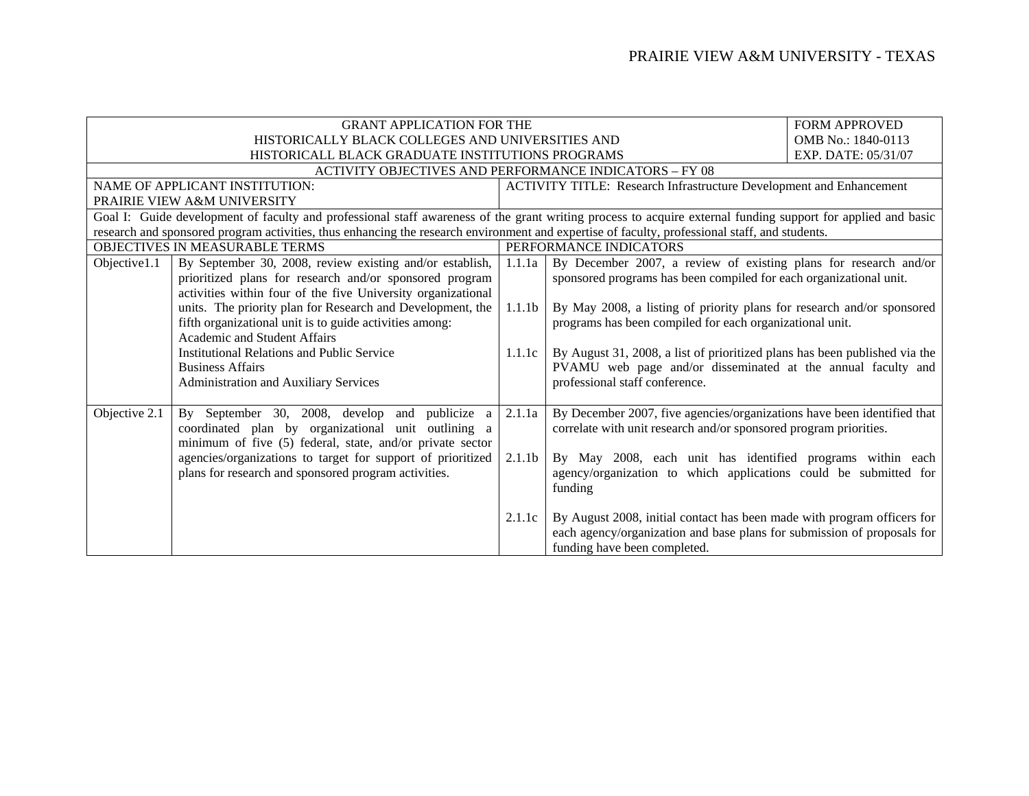| GRANT APPLICATION FOR THE<br>HISTORICALLY BLACK COLLEGES AND UNIVERSITIES AND<br>HISTORICALL BLACK GRADUATE INSTITUTIONS PROGRAMS | | | | FORM APPROVED<br>OMB No.: 1840-0113<br>EXP. DATE: 05/31/07 |
|---|---|---|---|---|
| ACTIVITY OBJECTIVES AND PERFORMANCE INDICATORS – FY 08 | | | | |
| NAME OF APPLICANT INSTITUTION:<br>PRAIRIE VIEW A&M UNIVERSITY | | ACTIVITY TITLE: Research Infrastructure Development and Enhancement | | |
| Goal I: Guide development of faculty and professional staff awareness of the grant writing process to acquire external funding support for applied and basic research and sponsored program activities, thus enhancing the research environment and expertise of faculty, professional staff, and students. | | | | |
| OBJECTIVES IN MEASURABLE TERMS | | PERFORMANCE INDICATORS | | |
| Objective1.1 | By September 30, 2008, review existing and/or establish, prioritized plans for research and/or sponsored program activities within four of the five University organizational units. The priority plan for Research and Development, the fifth organizational unit is to guide activities among:<br>Academic and Student Affairs<br>Institutional Relations and Public Service<br>Business Affairs<br>Administration and Auxiliary Services | 1.1.1a<br><br>1.1.1b<br><br>1.1.1c | By December 2007, a review of existing plans for research and/or sponsored programs has been compiled for each organizational unit.<br><br>By May 2008, a listing of priority plans for research and/or sponsored programs has been compiled for each organizational unit.<br><br>By August 31, 2008, a list of prioritized plans has been published via the PVAMU web page and/or disseminated at the annual faculty and professional staff conference. | |
| Objective 2.1 | By September 30, 2008, develop and publicize a coordinated plan by organizational unit outlining a minimum of five (5) federal, state, and/or private sector agencies/organizations to target for support of prioritized plans for research and sponsored program activities. | 2.1.1a<br><br>2.1.1b<br><br>2.1.1c | By December 2007, five agencies/organizations have been identified that correlate with unit research and/or sponsored program priorities.<br><br>By May 2008, each unit has identified programs within each agency/organization to which applications could be submitted for funding<br><br>By August 2008, initial contact has been made with program officers for each agency/organization and base plans for submission of proposals for funding have been completed. | |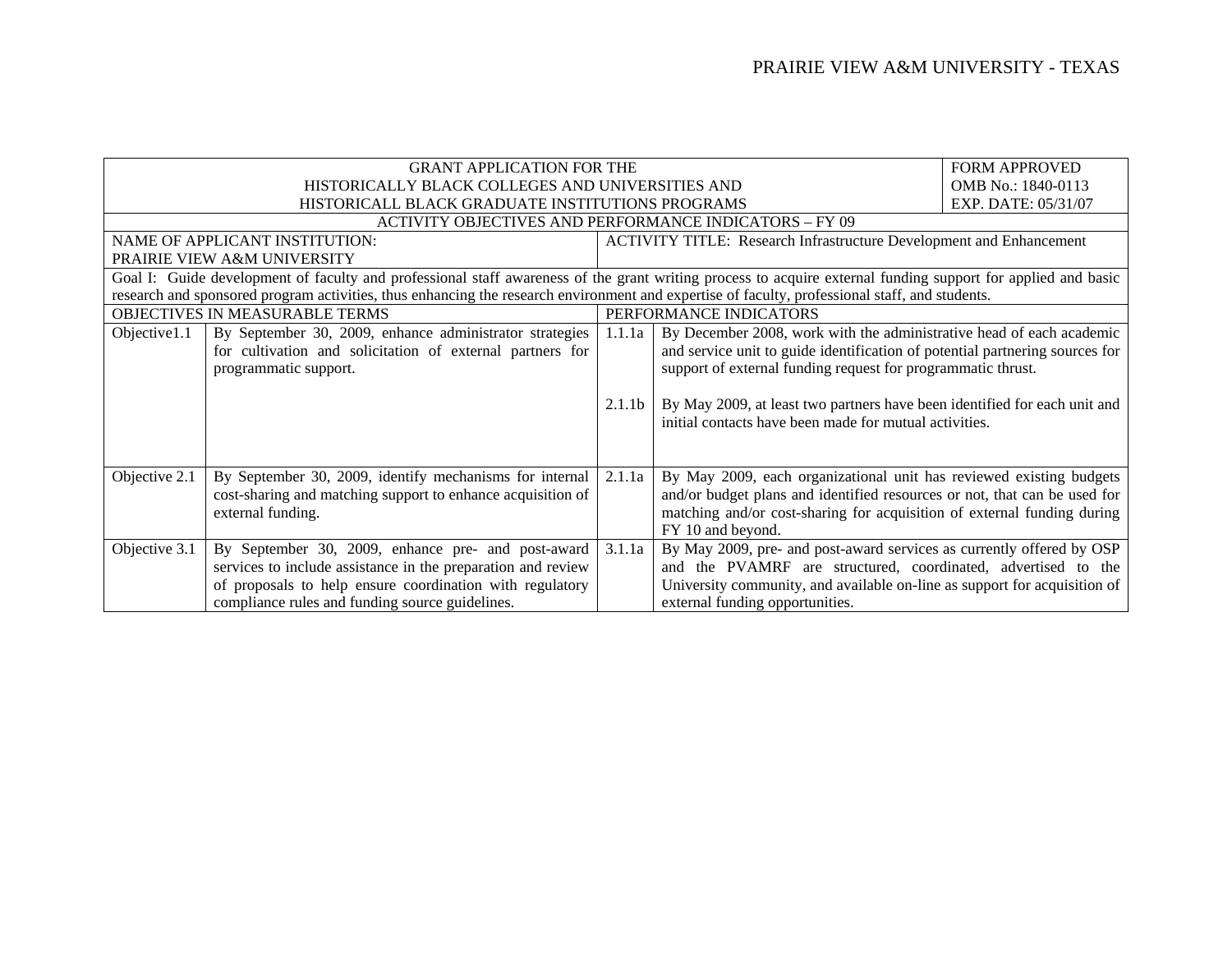| GRANT APPLICATION FOR THE HISTORICALLY BLACK COLLEGES AND UNIVERSITIES AND HISTORICALL BLACK GRADUATE INSTITUTIONS PROGRAMS | | | | FORM APPROVED OMB No.: 1840-0113 EXP. DATE: 05/31/07 |
|---|---|---|---|---|
| ACTIVITY OBJECTIVES AND PERFORMANCE INDICATORS – FY 09 | | | | |
| NAME OF APPLICANT INSTITUTION: PRAIRIE VIEW A&M UNIVERSITY | | ACTIVITY TITLE: Research Infrastructure Development and Enhancement | | |
| Goal I: Guide development of faculty and professional staff awareness of the grant writing process to acquire external funding support for applied and basic research and sponsored program activities, thus enhancing the research environment and expertise of faculty, professional staff, and students. | | | | |
| OBJECTIVES IN MEASURABLE TERMS | | PERFORMANCE INDICATORS | | |
| Objective1.1 | By September 30, 2009, enhance administrator strategies for cultivation and solicitation of external partners for programmatic support. | 1.1.1a | By December 2008, work with the administrative head of each academic and service unit to guide identification of potential partnering sources for support of external funding request for programmatic thrust. | |
| | | 2.1.1b | By May 2009, at least two partners have been identified for each unit and initial contacts have been made for mutual activities. | |
| Objective 2.1 | By September 30, 2009, identify mechanisms for internal cost-sharing and matching support to enhance acquisition of external funding. | 2.1.1a | By May 2009, each organizational unit has reviewed existing budgets and/or budget plans and identified resources or not, that can be used for matching and/or cost-sharing for acquisition of external funding during FY 10 and beyond. | |
| Objective 3.1 | By September 30, 2009, enhance pre- and post-award services to include assistance in the preparation and review of proposals to help ensure coordination with regulatory compliance rules and funding source guidelines. | 3.1.1a | By May 2009, pre- and post-award services as currently offered by OSP and the PVAMRF are structured, coordinated, advertised to the University community, and available on-line as support for acquisition of external funding opportunities. | |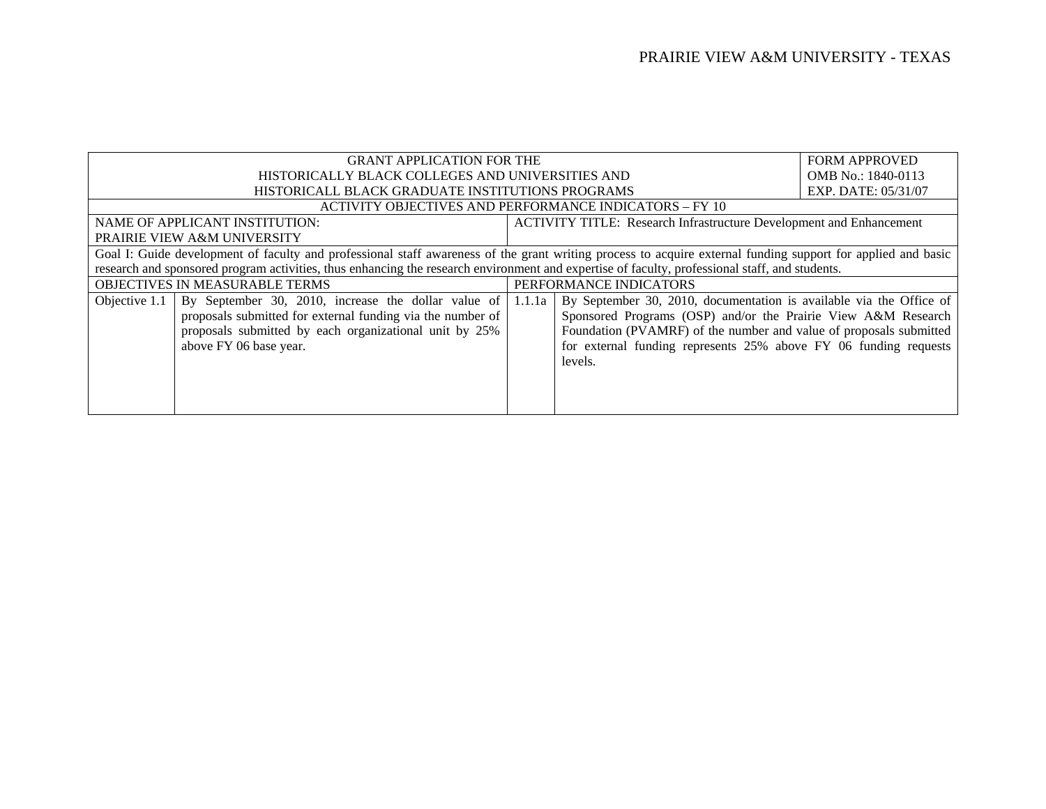| GRANT APPLICATION FOR THE<br>HISTORICALLY BLACK COLLEGES AND UNIVERSITIES AND<br>HISTORICALL BLACK GRADUATE INSTITUTIONS PROGRAMS | | | | FORM APPROVED<br>OMB No.: 1840-0113<br>EXP. DATE: 05/31/07 |
|---|---|---|---|---|
| ACTIVITY OBJECTIVES AND PERFORMANCE INDICATORS – FY 10 | | | | |
| NAME OF APPLICANT INSTITUTION:<br>PRAIRIE VIEW A&M UNIVERSITY | | ACTIVITY TITLE: Research Infrastructure Development and Enhancement | | |
| Goal I: Guide development of faculty and professional staff awareness of the grant writing process to acquire external funding support for applied and basic research and sponsored program activities, thus enhancing the research environment and expertise of faculty, professional staff, and students. | | | | |
| OBJECTIVES IN MEASURABLE TERMS | | PERFORMANCE INDICATORS | | |
| Objective 1.1 | By September 30, 2010, increase the dollar value of proposals submitted for external funding via the number of proposals submitted by each organizational unit by 25% above FY 06 base year. | 1.1.1a | By September 30, 2010, documentation is available via the Office of Sponsored Programs (OSP) and/or the Prairie View A&M Research Foundation (PVAMRF) of the number and value of proposals submitted for external funding represents 25% above FY 06 funding requests levels. | |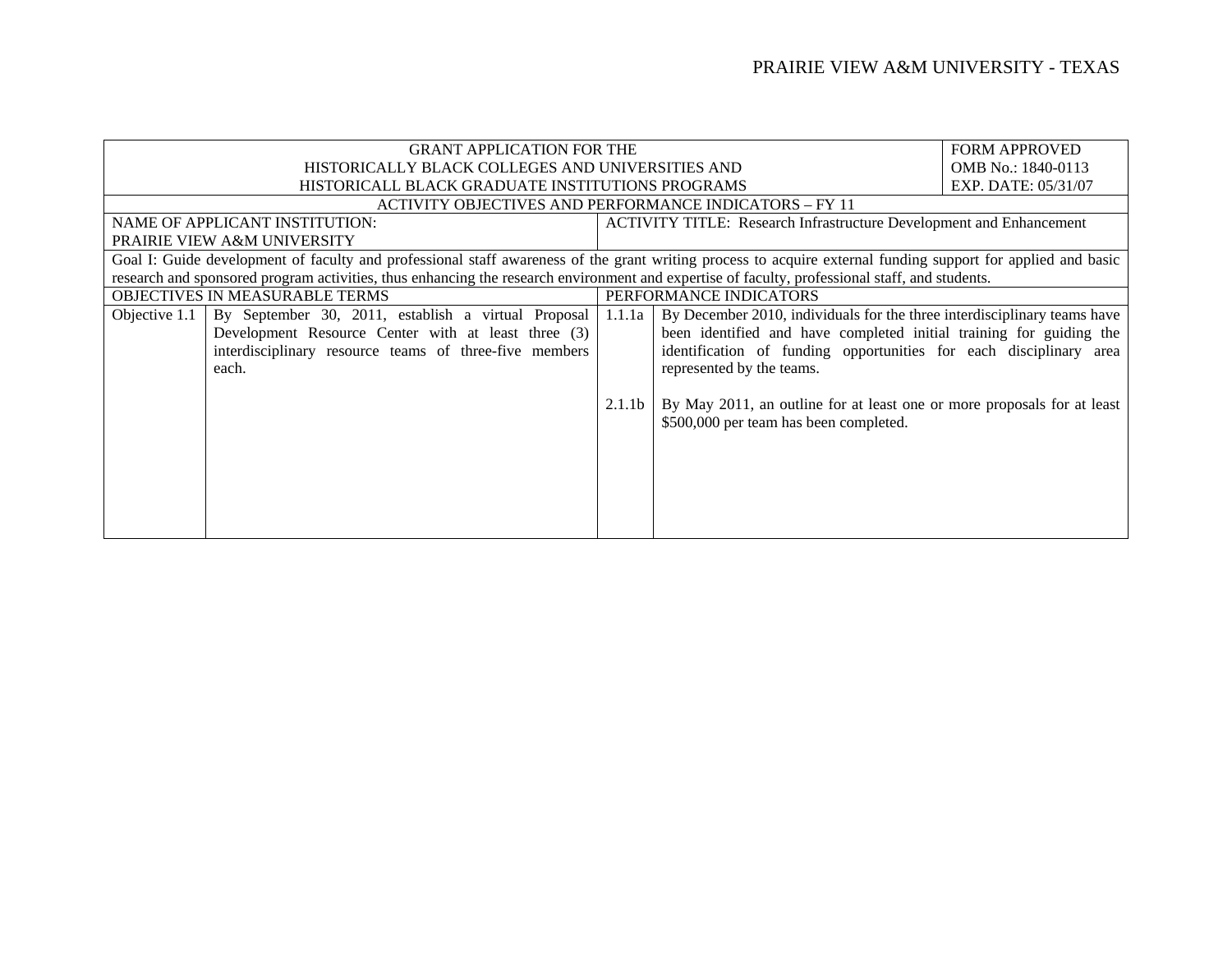| GRANT APPLICATION FOR THE HISTORICALLY BLACK COLLEGES AND UNIVERSITIES AND HISTORICALL BLACK GRADUATE INSTITUTIONS PROGRAMS | | | | FORM APPROVED OMB No.: 1840-0113 EXP. DATE: 05/31/07 |
|---|---|---|---|---|
| ACTIVITY OBJECTIVES AND PERFORMANCE INDICATORS – FY 11 | | | | |
| NAME OF APPLICANT INSTITUTION: PRAIRIE VIEW A&M UNIVERSITY | | ACTIVITY TITLE: Research Infrastructure Development and Enhancement | | |
| Goal I: Guide development of faculty and professional staff awareness of the grant writing process to acquire external funding support for applied and basic research and sponsored program activities, thus enhancing the research environment and expertise of faculty, professional staff, and students. | | | | |
| OBJECTIVES IN MEASURABLE TERMS | | PERFORMANCE INDICATORS | | |
| Objective 1.1 | By September 30, 2011, establish a virtual Proposal Development Resource Center with at least three (3) interdisciplinary resource teams of three-five members each. | 1.1.1a | By December 2010, individuals for the three interdisciplinary teams have been identified and have completed initial training for guiding the identification of funding opportunities for each disciplinary area represented by the teams. | |
| | | 2.1.1b | By May 2011, an outline for at least one or more proposals for at least $500,000 per team has been completed. | |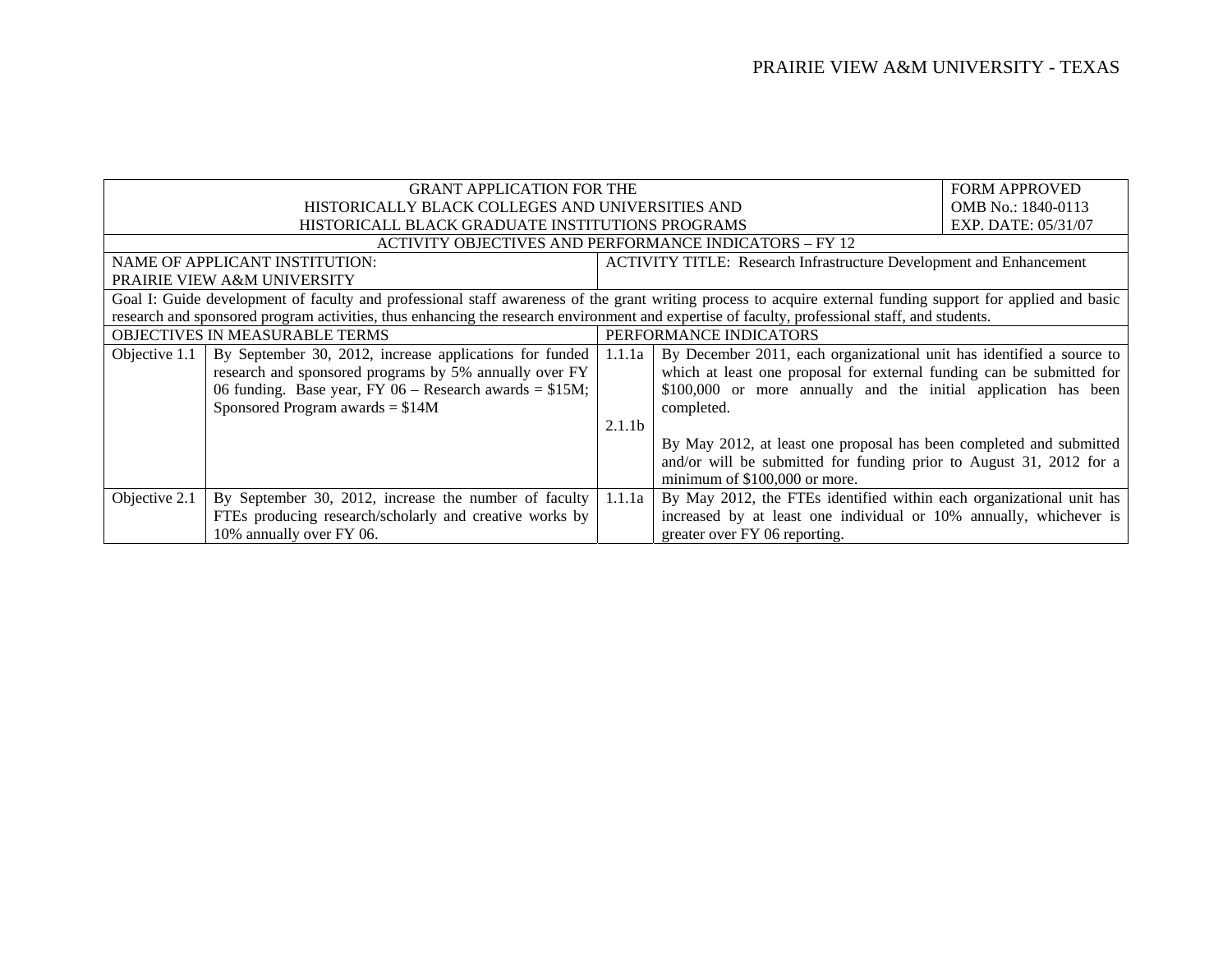| GRANT APPLICATION FOR THE HISTORICALLY BLACK COLLEGES AND UNIVERSITIES AND HISTORICALL BLACK GRADUATE INSTITUTIONS PROGRAMS | | | | FORM APPROVED OMB No.: 1840-0113 EXP. DATE: 05/31/07 |
|---|---|---|---|---|
| ACTIVITY OBJECTIVES AND PERFORMANCE INDICATORS – FY 12 | | | | |
| NAME OF APPLICANT INSTITUTION: PRAIRIE VIEW A&M UNIVERSITY | | ACTIVITY TITLE: Research Infrastructure Development and Enhancement | | |
| Goal I: Guide development of faculty and professional staff awareness of the grant writing process to acquire external funding support for applied and basic research and sponsored program activities, thus enhancing the research environment and expertise of faculty, professional staff, and students. | | | | |
| OBJECTIVES IN MEASURABLE TERMS | | PERFORMANCE INDICATORS | | |
| Objective 1.1 | By September 30, 2012, increase applications for funded research and sponsored programs by 5% annually over FY 06 funding. Base year, FY 06 – Research awards = $15M; Sponsored Program awards = $14M | 1.1.1a<br><br>2.1.1b | By December 2011, each organizational unit has identified a source to which at least one proposal for external funding can be submitted for $100,000 or more annually and the initial application has been completed.<br><br>By May 2012, at least one proposal has been completed and submitted and/or will be submitted for funding prior to August 31, 2012 for a minimum of $100,000 or more. | |
| Objective 2.1 | By September 30, 2012, increase the number of faculty FTEs producing research/scholarly and creative works by 10% annually over FY 06. | 1.1.1a | By May 2012, the FTEs identified within each organizational unit has increased by at least one individual or 10% annually, whichever is greater over FY 06 reporting. | |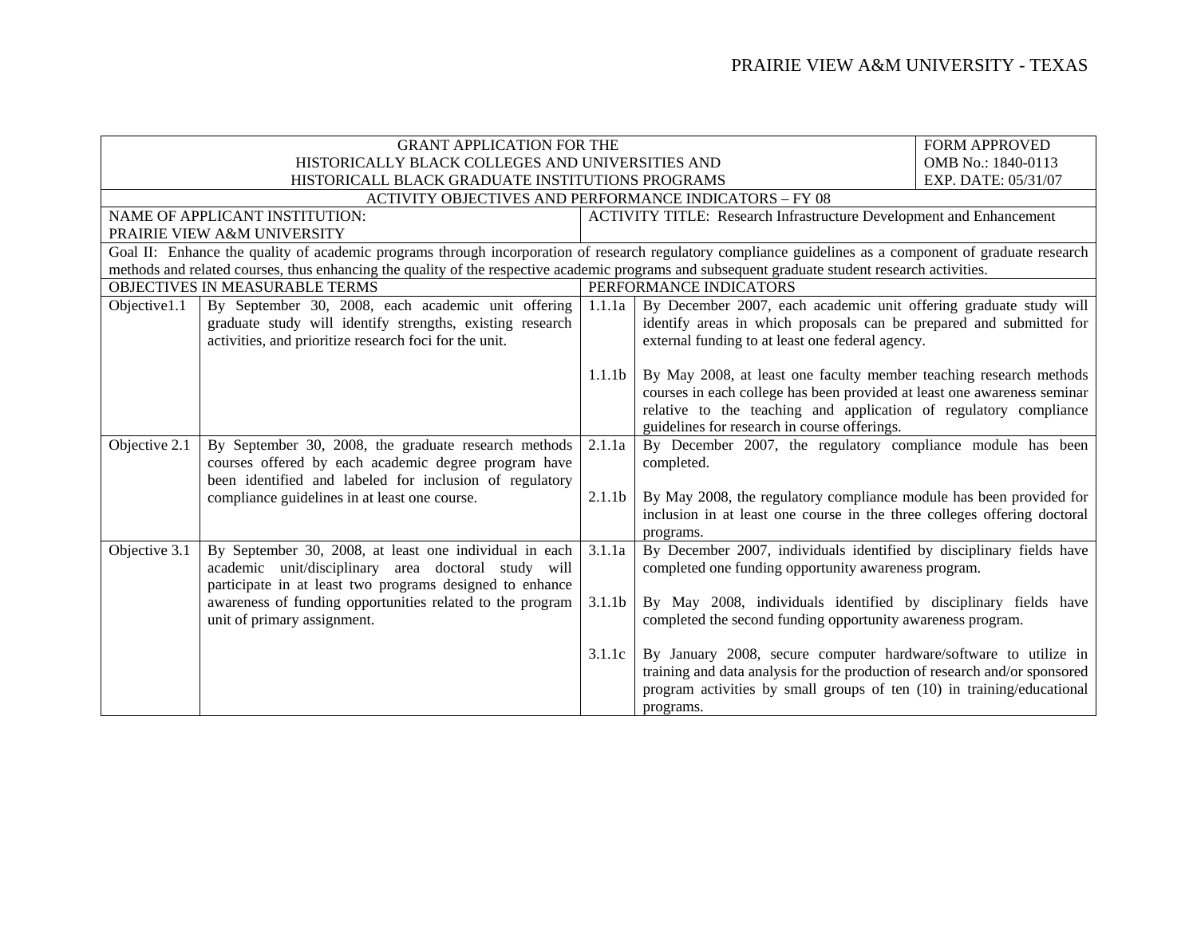| GRANT APPLICATION FOR THE HISTORICALLY BLACK COLLEGES AND UNIVERSITIES AND HISTORICALL BLACK GRADUATE INSTITUTIONS PROGRAMS | | | FORM APPROVED OMB No.: 1840-0113 EXP. DATE: 05/31/07 |
|---|---|---|---|
| ACTIVITY OBJECTIVES AND PERFORMANCE INDICATORS – FY 08 | | | |
| NAME OF APPLICANT INSTITUTION: PRAIRIE VIEW A&M UNIVERSITY | | ACTIVITY TITLE: Research Infrastructure Development and Enhancement | |
| Goal II: Enhance the quality of academic programs through incorporation of research regulatory compliance guidelines as a component of graduate research methods and related courses, thus enhancing the quality of the respective academic programs and subsequent graduate student research activities. | | | |
| OBJECTIVES IN MEASURABLE TERMS | | PERFORMANCE INDICATORS | |
| Objective1.1 | By September 30, 2008, each academic unit offering graduate study will identify strengths, existing research activities, and prioritize research foci for the unit. | 1.1.1a | By December 2007, each academic unit offering graduate study will identify areas in which proposals can be prepared and submitted for external funding to at least one federal agency. |
| | | 1.1.1b | By May 2008, at least one faculty member teaching research methods courses in each college has been provided at least one awareness seminar relative to the teaching and application of regulatory compliance guidelines for research in course offerings. |
| Objective 2.1 | By September 30, 2008, the graduate research methods courses offered by each academic degree program have been identified and labeled for inclusion of regulatory compliance guidelines in at least one course. | 2.1.1a | By December 2007, the regulatory compliance module has been completed. |
| | | 2.1.1b | By May 2008, the regulatory compliance module has been provided for inclusion in at least one course in the three colleges offering doctoral programs. |
| Objective 3.1 | By September 30, 2008, at least one individual in each academic unit/disciplinary area doctoral study will participate in at least two programs designed to enhance awareness of funding opportunities related to the program unit of primary assignment. | 3.1.1a | By December 2007, individuals identified by disciplinary fields have completed one funding opportunity awareness program. |
| | | 3.1.1b | By May 2008, individuals identified by disciplinary fields have completed the second funding opportunity awareness program. |
| | | 3.1.1c | By January 2008, secure computer hardware/software to utilize in training and data analysis for the production of research and/or sponsored program activities by small groups of ten (10) in training/educational programs. |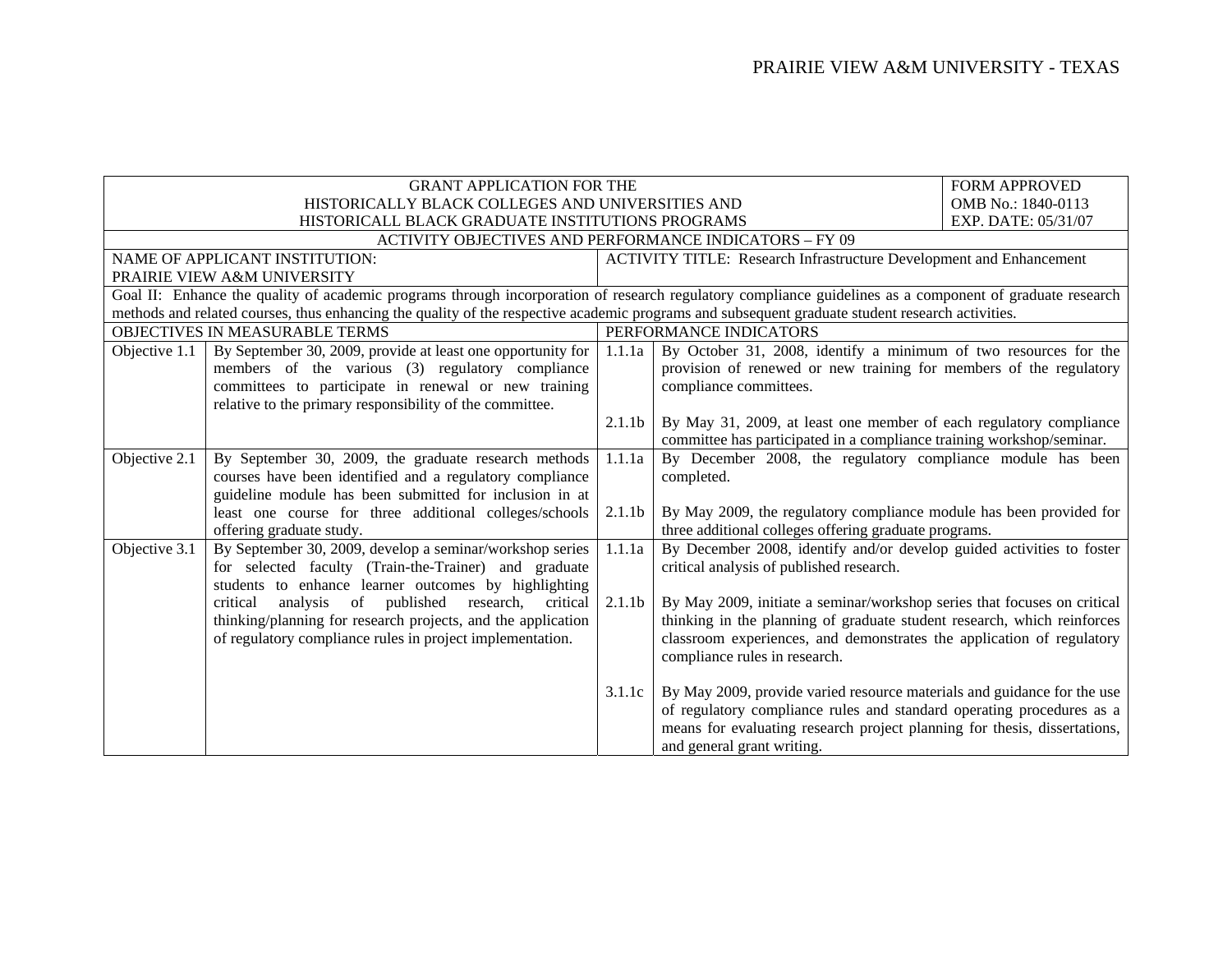PRAIRIE VIEW A&M UNIVERSITY - TEXAS

| GRANT APPLICATION FOR THE HISTORICALLY BLACK COLLEGES AND UNIVERSITIES AND HISTORICALL BLACK GRADUATE INSTITUTIONS PROGRAMS | | | | FORM APPROVED OMB No.: 1840-0113 EXP. DATE: 05/31/07 |
|---|---|---|---|---|
| ACTIVITY OBJECTIVES AND PERFORMANCE INDICATORS – FY 09 | | | | |
| NAME OF APPLICANT INSTITUTION: PRAIRIE VIEW A&M UNIVERSITY | | ACTIVITY TITLE: Research Infrastructure Development and Enhancement | | |
| Goal II: Enhance the quality of academic programs through incorporation of research regulatory compliance guidelines as a component of graduate research methods and related courses, thus enhancing the quality of the respective academic programs and subsequent graduate student research activities. | | | | |
| OBJECTIVES IN MEASURABLE TERMS | | PERFORMANCE INDICATORS | | |
| Objective 1.1 | By September 30, 2009, provide at least one opportunity for members of the various (3) regulatory compliance committees to participate in renewal or new training relative to the primary responsibility of the committee. | 1.1.1a | By October 31, 2008, identify a minimum of two resources for the provision of renewed or new training for members of the regulatory compliance committees. | |
| | | 2.1.1b | By May 31, 2009, at least one member of each regulatory compliance committee has participated in a compliance training workshop/seminar. | |
| Objective 2.1 | By September 30, 2009, the graduate research methods courses have been identified and a regulatory compliance guideline module has been submitted for inclusion in at least one course for three additional colleges/schools offering graduate study. | 1.1.1a | By December 2008, the regulatory compliance module has been completed. | |
| | | 2.1.1b | By May 2009, the regulatory compliance module has been provided for three additional colleges offering graduate programs. | |
| Objective 3.1 | By September 30, 2009, develop a seminar/workshop series for selected faculty (Train-the-Trainer) and graduate students to enhance learner outcomes by highlighting critical analysis of published research, critical thinking/planning for research projects, and the application of regulatory compliance rules in project implementation. | 1.1.1a | By December 2008, identify and/or develop guided activities to foster critical analysis of published research. | |
| | | 2.1.1b | By May 2009, initiate a seminar/workshop series that focuses on critical thinking in the planning of graduate student research, which reinforces classroom experiences, and demonstrates the application of regulatory compliance rules in research. | |
| | | 3.1.1c | By May 2009, provide varied resource materials and guidance for the use of regulatory compliance rules and standard operating procedures as a means for evaluating research project planning for thesis, dissertations, and general grant writing. | |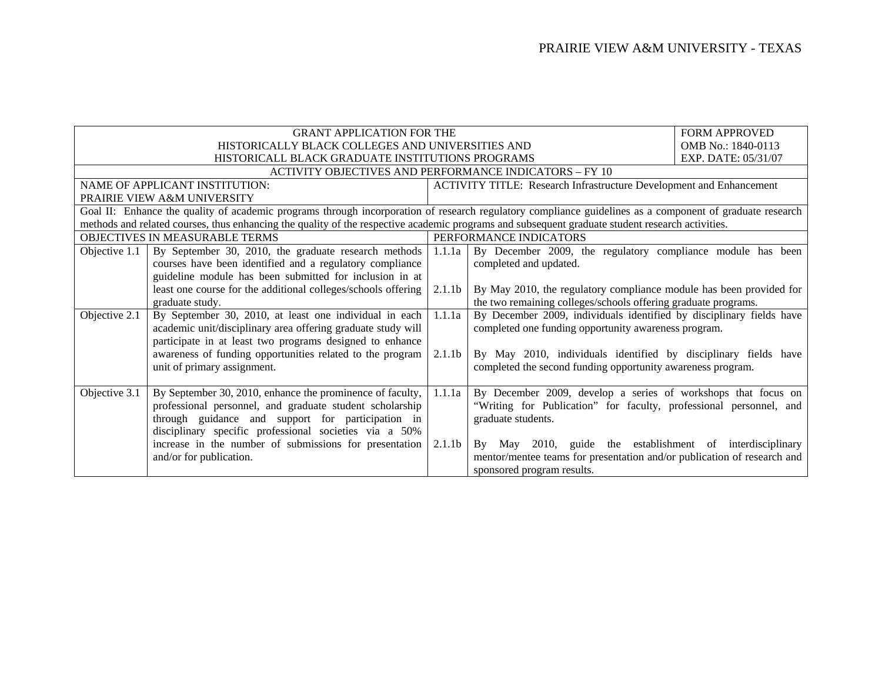| GRANT APPLICATION FOR THE HISTORICALLY BLACK COLLEGES AND UNIVERSITIES AND HISTORICALL BLACK GRADUATE INSTITUTIONS PROGRAMS | | | | FORM APPROVED OMB No.: 1840-0113 EXP. DATE: 05/31/07 |
|---|---|---|---|---|
| ACTIVITY OBJECTIVES AND PERFORMANCE INDICATORS – FY 10 | | | | |
| NAME OF APPLICANT INSTITUTION: PRAIRIE VIEW A&M UNIVERSITY | | ACTIVITY TITLE: Research Infrastructure Development and Enhancement | | |
| Goal II: Enhance the quality of academic programs through incorporation of research regulatory compliance guidelines as a component of graduate research methods and related courses, thus enhancing the quality of the respective academic programs and subsequent graduate student research activities. | | | | |
| OBJECTIVES IN MEASURABLE TERMS | | PERFORMANCE INDICATORS | | |
| Objective 1.1 | By September 30, 2010, the graduate research methods courses have been identified and a regulatory compliance guideline module has been submitted for inclusion in at least one course for the additional colleges/schools offering graduate study. | 1.1.1a<br><br>2.1.1b | By December 2009, the regulatory compliance module has been completed and updated.<br><br>By May 2010, the regulatory compliance module has been provided for the two remaining colleges/schools offering graduate programs. | |
| Objective 2.1 | By September 30, 2010, at least one individual in each academic unit/disciplinary area offering graduate study will participate in at least two programs designed to enhance awareness of funding opportunities related to the program unit of primary assignment. | 1.1.1a<br><br>2.1.1b | By December 2009, individuals identified by disciplinary fields have completed one funding opportunity awareness program.<br><br>By May 2010, individuals identified by disciplinary fields have completed the second funding opportunity awareness program. | |
| Objective 3.1 | By September 30, 2010, enhance the prominence of faculty, professional personnel, and graduate student scholarship through guidance and support for participation in disciplinary specific professional societies via a 50% increase in the number of submissions for presentation and/or for publication. | 1.1.1a<br><br>2.1.1b | By December 2009, develop a series of workshops that focus on "Writing for Publication" for faculty, professional personnel, and graduate students.<br><br>By May 2010, guide the establishment of interdisciplinary mentor/mentee teams for presentation and/or publication of research and sponsored program results. | |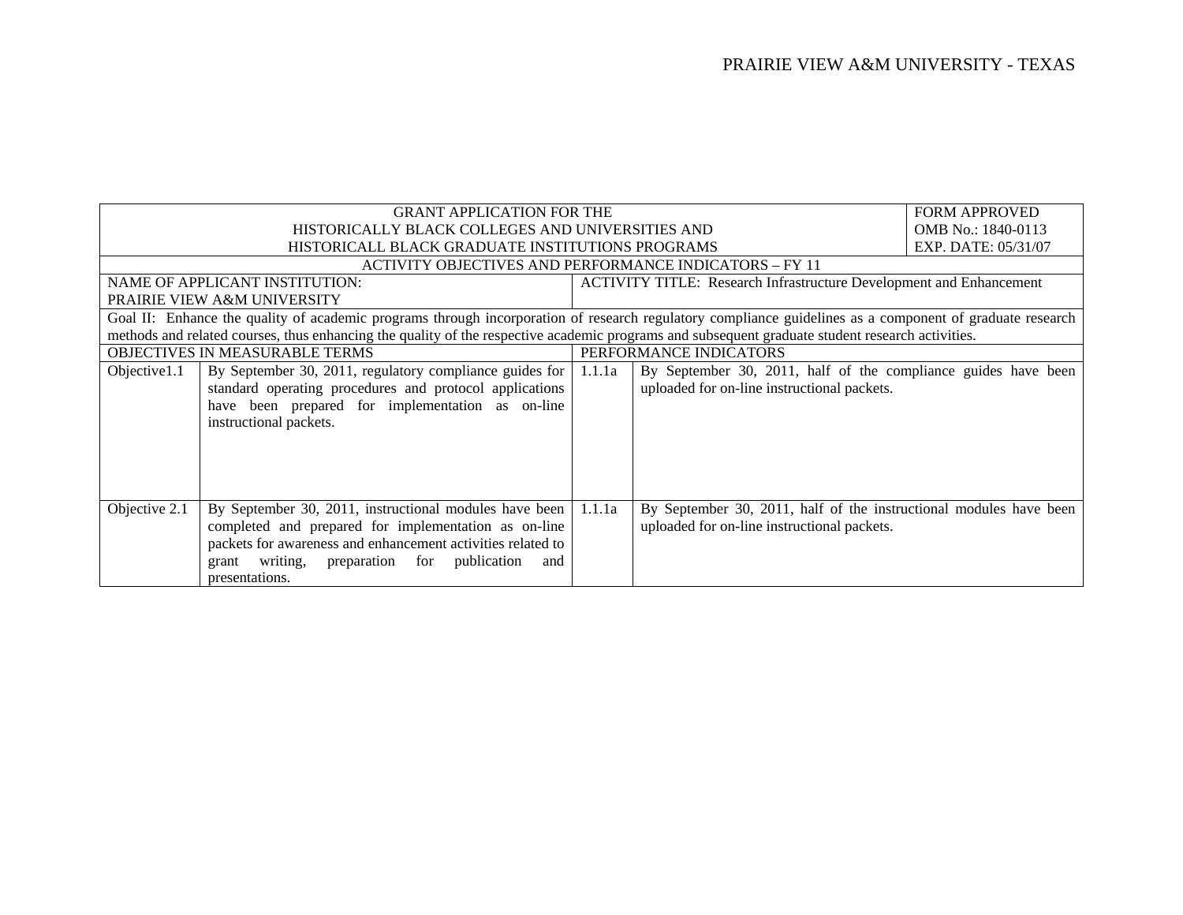| GRANT APPLICATION FOR THE HISTORICALLY BLACK COLLEGES AND UNIVERSITIES AND HISTORICALL BLACK GRADUATE INSTITUTIONS PROGRAMS | | | | FORM APPROVED OMB No.: 1840-0113 EXP. DATE: 05/31/07 |
|---|---|---|---|---|
| ACTIVITY OBJECTIVES AND PERFORMANCE INDICATORS – FY 11 | | | | |
| NAME OF APPLICANT INSTITUTION: PRAIRIE VIEW A&M UNIVERSITY | | ACTIVITY TITLE: Research Infrastructure Development and Enhancement | | |
| Goal II: Enhance the quality of academic programs through incorporation of research regulatory compliance guidelines as a component of graduate research methods and related courses, thus enhancing the quality of the respective academic programs and subsequent graduate student research activities. | | | | |
| OBJECTIVES IN MEASURABLE TERMS | | PERFORMANCE INDICATORS | | |
| Objective1.1 | By September 30, 2011, regulatory compliance guides for standard operating procedures and protocol applications have been prepared for implementation as on-line instructional packets. | 1.1.1a | By September 30, 2011, half of the compliance guides have been uploaded for on-line instructional packets. | |
| Objective 2.1 | By September 30, 2011, instructional modules have been completed and prepared for implementation as on-line packets for awareness and enhancement activities related to grant writing, preparation for publication and presentations. | 1.1.1a | By September 30, 2011, half of the instructional modules have been uploaded for on-line instructional packets. | |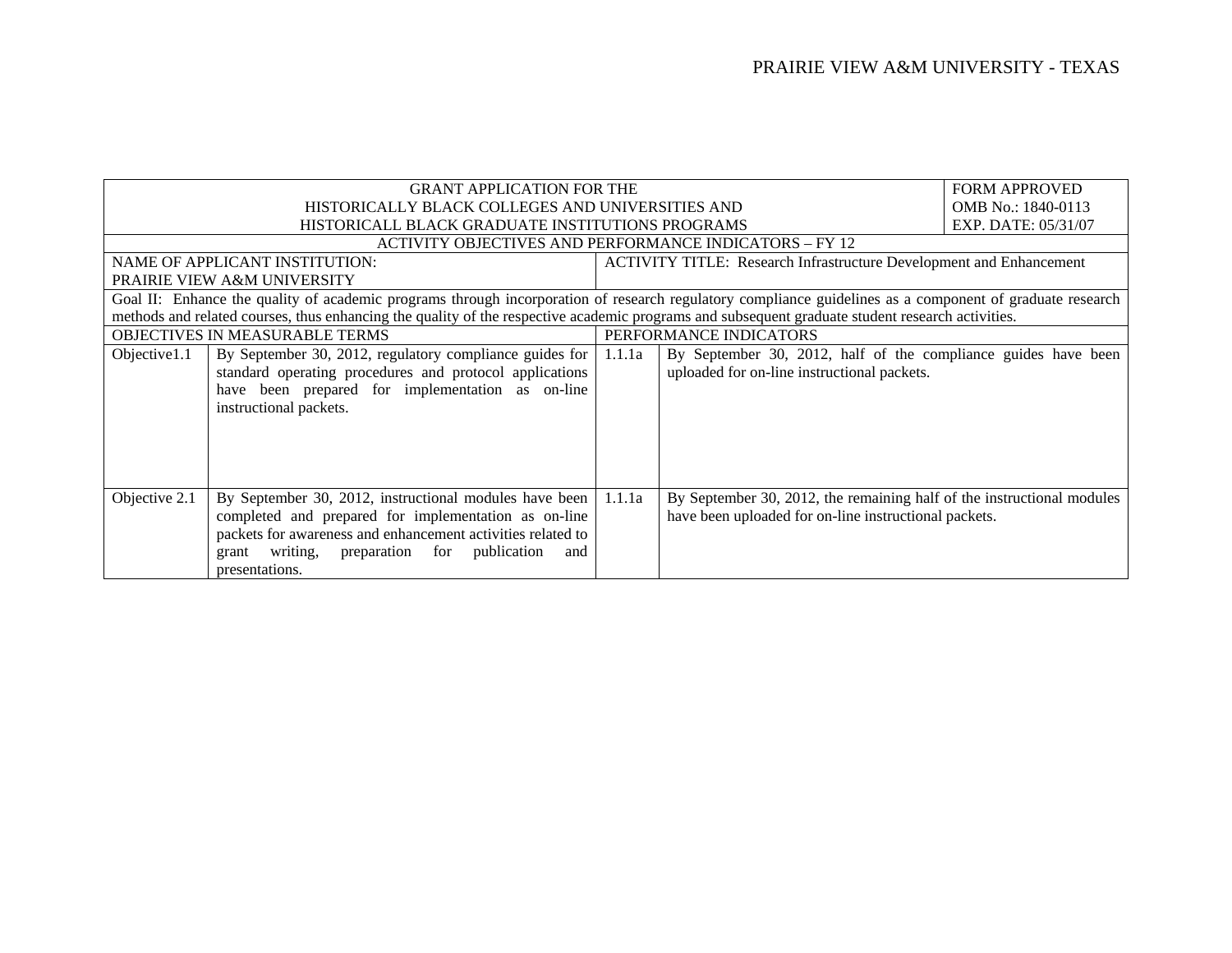| GRANT APPLICATION FOR THE<br>HISTORICALLY BLACK COLLEGES AND UNIVERSITIES AND<br>HISTORICALL BLACK GRADUATE INSTITUTIONS PROGRAMS | | | | FORM APPROVED<br>OMB No.: 1840-0113<br>EXP. DATE: 05/31/07 |
|---|---|---|---|---|
| ACTIVITY OBJECTIVES AND PERFORMANCE INDICATORS – FY 12 | | | | |
| NAME OF APPLICANT INSTITUTION:<br>PRAIRIE VIEW A&M UNIVERSITY | | ACTIVITY TITLE: Research Infrastructure Development and Enhancement | | |
| Goal II: Enhance the quality of academic programs through incorporation of research regulatory compliance guidelines as a component of graduate research methods and related courses, thus enhancing the quality of the respective academic programs and subsequent graduate student research activities. | | | | |
| OBJECTIVES IN MEASURABLE TERMS | | PERFORMANCE INDICATORS | | |
| Objective1.1 | By September 30, 2012, regulatory compliance guides for standard operating procedures and protocol applications have been prepared for implementation as on-line instructional packets. | 1.1.1a | By September 30, 2012, half of the compliance guides have been uploaded for on-line instructional packets. | |
| Objective 2.1 | By September 30, 2012, instructional modules have been completed and prepared for implementation as on-line packets for awareness and enhancement activities related to grant writing, preparation for publication and presentations. | 1.1.1a | By September 30, 2012, the remaining half of the instructional modules have been uploaded for on-line instructional packets. | |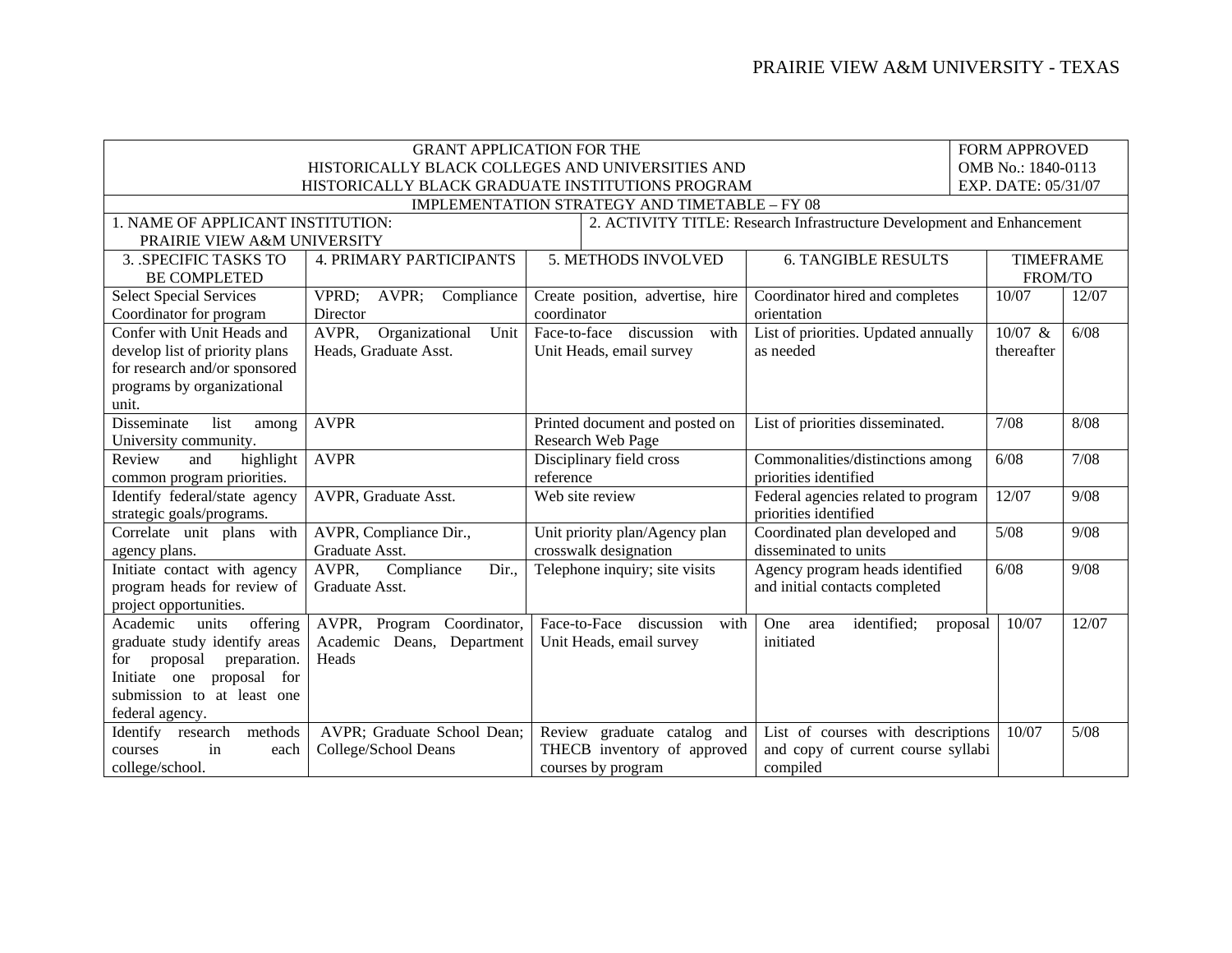PRAIRIE VIEW A&M UNIVERSITY - TEXAS

| GRANT APPLICATION FOR THE HISTORICALLY BLACK COLLEGES AND UNIVERSITIES AND HISTORICALLY BLACK GRADUATE INSTITUTIONS PROGRAM | | | | FORM APPROVED OMB No.: 1840-0113 EXP. DATE: 05/31/07 | |
|---|---|---|---|---|---|
| IMPLEMENTATION STRATEGY AND TIMETABLE – FY 08 | | | | | |
| 1. NAME OF APPLICANT INSTITUTION: PRAIRIE VIEW A&M UNIVERSITY | | 2. ACTIVITY TITLE: Research Infrastructure Development and Enhancement | | | |
| 3. .SPECIFIC TASKS TO BE COMPLETED | 4. PRIMARY PARTICIPANTS | 5. METHODS INVOLVED | 6. TANGIBLE RESULTS | TIMEFRAME FROM/TO | |
| Select Special Services Coordinator for program | VPRD; AVPR; Compliance Director | Create position, advertise, hire coordinator | Coordinator hired and completes orientation | 10/07 | 12/07 |
| Confer with Unit Heads and develop list of priority plans for research and/or sponsored programs by organizational unit. | AVPR, Organizational Unit Heads, Graduate Asst. | Face-to-face discussion with Unit Heads, email survey | List of priorities. Updated annually as needed | 10/07 & thereafter | 6/08 |
| Disseminate list among University community. | AVPR | Printed document and posted on Research Web Page | List of priorities disseminated. | 7/08 | 8/08 |
| Review and highlight common program priorities. | AVPR | Disciplinary field cross reference | Commonalities/distinctions among priorities identified | 6/08 | 7/08 |
| Identify federal/state agency strategic goals/programs. | AVPR, Graduate Asst. | Web site review | Federal agencies related to program priorities identified | 12/07 | 9/08 |
| Correlate unit plans with agency plans. | AVPR, Compliance Dir., Graduate Asst. | Unit priority plan/Agency plan crosswalk designation | Coordinated plan developed and disseminated to units | 5/08 | 9/08 |
| Initiate contact with agency program heads for review of project opportunities. | AVPR, Compliance Dir., Graduate Asst. | Telephone inquiry; site visits | Agency program heads identified and initial contacts completed | 6/08 | 9/08 |
| Academic units offering graduate study identify areas for proposal preparation. Initiate one proposal for submission to at least one federal agency. | AVPR, Program Coordinator, Academic Deans, Department Heads | Face-to-Face discussion with Unit Heads, email survey | One area identified; proposal initiated | 10/07 | 12/07 |
| Identify research methods courses in each college/school. | AVPR; Graduate School Dean; College/School Deans | Review graduate catalog and THECB inventory of approved courses by program | List of courses with descriptions and copy of current course syllabi compiled | 10/07 | 5/08 |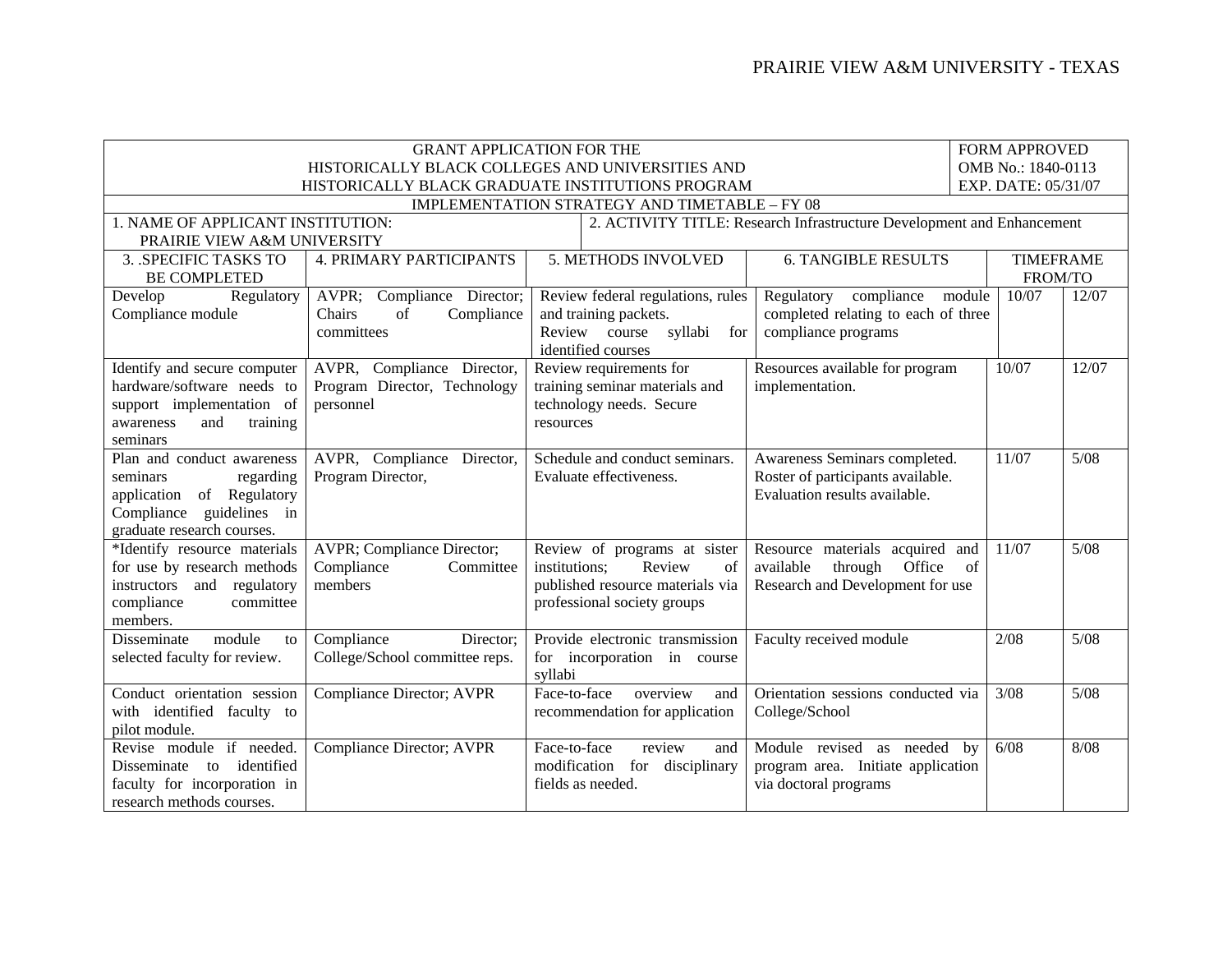| GRANT APPLICATION FOR THE HISTORICALLY BLACK COLLEGES AND UNIVERSITIES AND HISTORICALLY BLACK GRADUATE INSTITUTIONS PROGRAM | | | | FORM APPROVED OMB No.: 1840-0113 EXP. DATE: 05/31/07 | |
|---|---|---|---|---|---|
| IMPLEMENTATION STRATEGY AND TIMETABLE – FY 08 | | | | | |
| 1. NAME OF APPLICANT INSTITUTION: PRAIRIE VIEW A&M UNIVERSITY | | 2. ACTIVITY TITLE: Research Infrastructure Development and Enhancement | | | |
| 3. .SPECIFIC TASKS TO BE COMPLETED | 4. PRIMARY PARTICIPANTS | 5. METHODS INVOLVED | 6. TANGIBLE RESULTS | TIMEFRAME FROM/TO | |
| Develop Regulatory Compliance module | AVPR; Compliance Director; Chairs of Compliance committees | Review federal regulations, rules and training packets. Review course syllabi for identified courses | Regulatory compliance module completed relating to each of three compliance programs | 10/07 | 12/07 |
| Identify and secure computer hardware/software needs to support implementation of awareness and training seminars | AVPR, Compliance Director, Program Director, Technology personnel | Review requirements for training seminar materials and technology needs. Secure resources | Resources available for program implementation. | 10/07 | 12/07 |
| Plan and conduct awareness seminars regarding application of Regulatory Compliance guidelines in graduate research courses. | AVPR, Compliance Director, Program Director, | Schedule and conduct seminars. Evaluate effectiveness. | Awareness Seminars completed. Roster of participants available. Evaluation results available. | 11/07 | 5/08 |
| *Identify resource materials for use by research methods instructors and regulatory compliance committee members. | AVPR; Compliance Director; Compliance Committee members | Review of programs at sister institutions; Review of published resource materials via professional society groups | Resource materials acquired and available through Office of Research and Development for use | 11/07 | 5/08 |
| Disseminate module to selected faculty for review. | Compliance Director; College/School committee reps. | Provide electronic transmission for incorporation in course syllabi | Faculty received module | 2/08 | 5/08 |
| Conduct orientation session with identified faculty to pilot module. | Compliance Director; AVPR | Face-to-face overview and recommendation for application | Orientation sessions conducted via College/School | 3/08 | 5/08 |
| Revise module if needed. Disseminate to identified faculty for incorporation in research methods courses. | Compliance Director; AVPR | Face-to-face review and modification for disciplinary fields as needed. | Module revised as needed by program area. Initiate application via doctoral programs | 6/08 | 8/08 |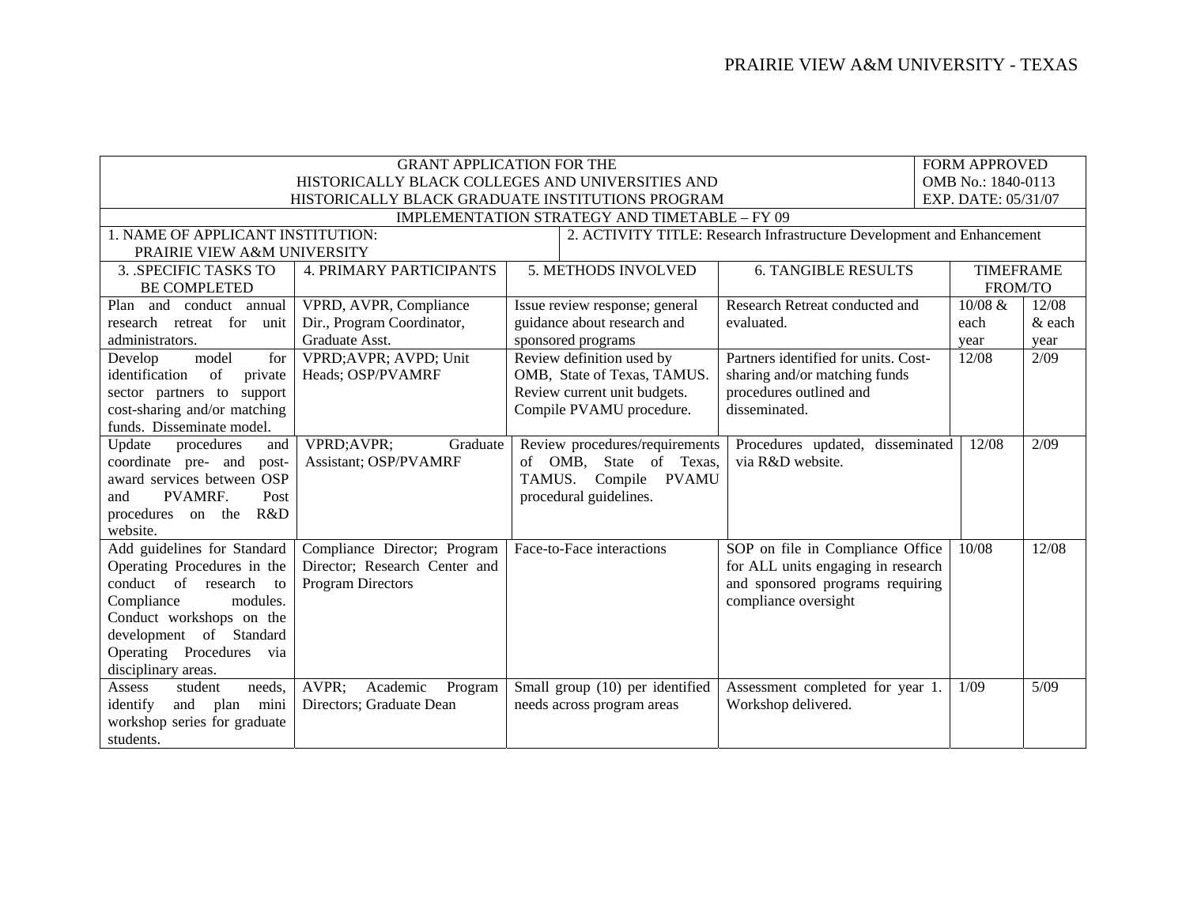| GRANT APPLICATION FOR THE HISTORICALLY BLACK COLLEGES AND UNIVERSITIES AND HISTORICALLY BLACK GRADUATE INSTITUTIONS PROGRAM | | | | FORM APPROVED OMB No.: 1840-0113 EXP. DATE: 05/31/07 | |
|---|---|---|---|---|---|
| IMPLEMENTATION STRATEGY AND TIMETABLE – FY 09 | | | | | |
| 1. NAME OF APPLICANT INSTITUTION: PRAIRIE VIEW A&M UNIVERSITY | | 2. ACTIVITY TITLE: Research Infrastructure Development and Enhancement | | | |
| 3. .SPECIFIC TASKS TO BE COMPLETED | 4. PRIMARY PARTICIPANTS | 5. METHODS INVOLVED | 6. TANGIBLE RESULTS | TIMEFRAME FROM/TO | |
| Plan and conduct annual research retreat for unit administrators. | VPRD, AVPR, Compliance Dir., Program Coordinator, Graduate Asst. | Issue review response; general guidance about research and sponsored programs | Research Retreat conducted and evaluated. | 10/08 & each year | 12/08 & each year |
| Develop model for identification of private sector partners to support cost-sharing and/or matching funds. Disseminate model. | VPRD;AVPR; AVPD; Unit Heads; OSP/PVAMRF | Review definition used by OMB, State of Texas, TAMUS. Review current unit budgets. Compile PVAMU procedure. | Partners identified for units. Cost-sharing and/or matching funds procedures outlined and disseminated. | 12/08 | 2/09 |
| Update procedures and coordinate pre- and post-award services between OSP and PVAMRF. Post procedures on the R&D website. | VPRD;AVPR; Graduate Assistant; OSP/PVAMRF | Review procedures/requirements of OMB, State of Texas, TAMUS. Compile PVAMU procedural guidelines. | Procedures updated, disseminated via R&D website. | 12/08 | 2/09 |
| Add guidelines for Standard Operating Procedures in the conduct of research to Compliance modules. Conduct workshops on the development of Standard Operating Procedures via disciplinary areas. | Compliance Director; Program Director; Research Center and Program Directors | Face-to-Face interactions | SOP on file in Compliance Office for ALL units engaging in research and sponsored programs requiring compliance oversight | 10/08 | 12/08 |
| Assess student needs, identify and plan mini workshop series for graduate students. | AVPR; Academic Program Directors; Graduate Dean | Small group (10) per identified needs across program areas | Assessment completed for year 1. Workshop delivered. | 1/09 | 5/09 |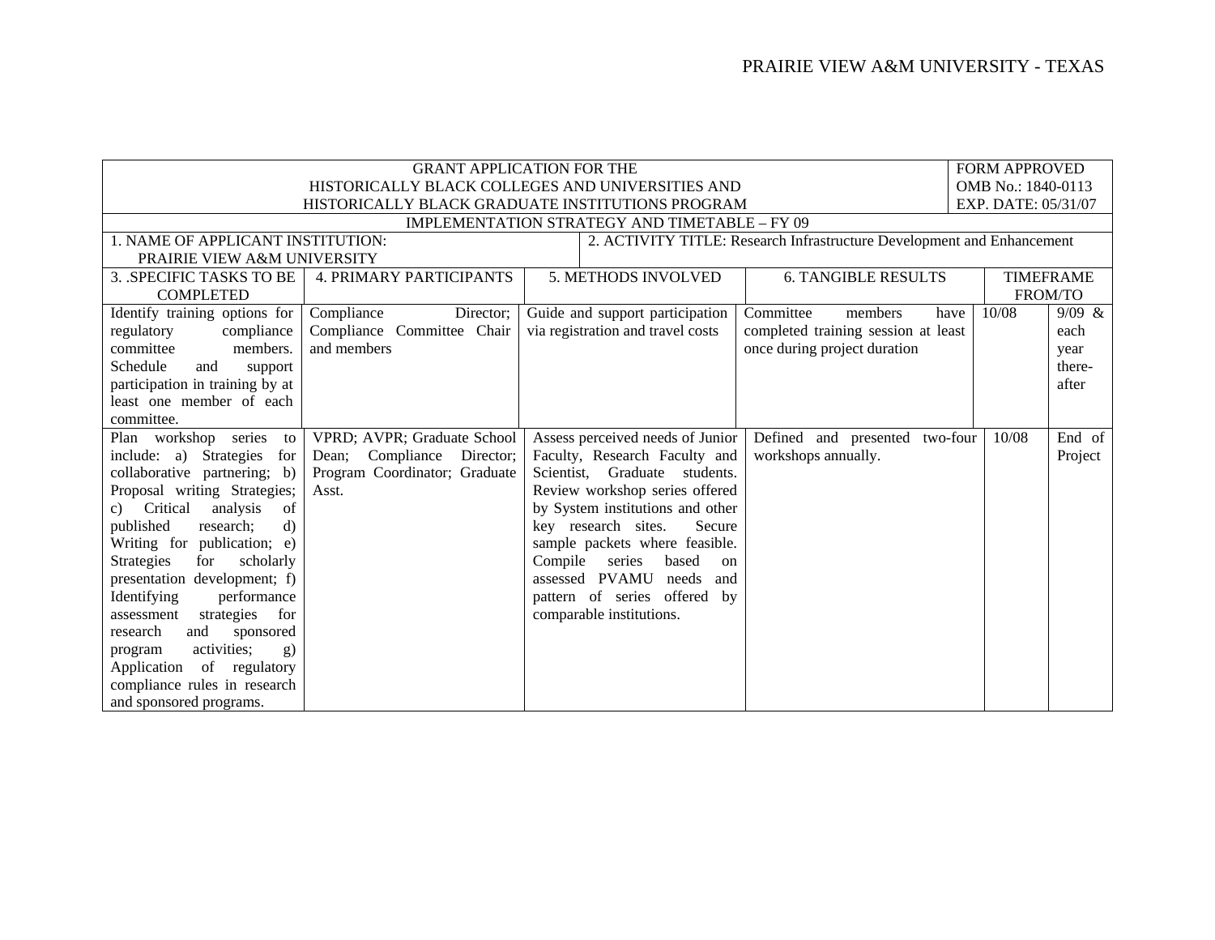| GRANT APPLICATION FOR THE HISTORICALLY BLACK COLLEGES AND UNIVERSITIES AND HISTORICALLY BLACK GRADUATE INSTITUTIONS PROGRAM | | | | | FORM APPROVED OMB No.: 1840-0113 EXP. DATE: 05/31/07 |
|---|---|---|---|---|---|
| IMPLEMENTATION STRATEGY AND TIMETABLE – FY 09 | | | | | |
| 1. NAME OF APPLICANT INSTITUTION: PRAIRIE VIEW A&M UNIVERSITY | | 2. ACTIVITY TITLE: Research Infrastructure Development and Enhancement | | | |
| 3. .SPECIFIC TASKS TO BE COMPLETED | 4. PRIMARY PARTICIPANTS | 5. METHODS INVOLVED | 6. TANGIBLE RESULTS | TIMEFRAME FROM/TO | |
| Identify training options for regulatory compliance committee members. Schedule and support participation in training by at least one member of each committee. | Compliance Director; Compliance Committee Chair and members | Guide and support participation via registration and travel costs | Committee members have completed training session at least once during project duration | 10/08 | 9/09 & each year there-after |
| Plan workshop series to include: a) Strategies for collaborative partnering; b) Proposal writing Strategies; c) Critical analysis of published research; d) Writing for publication; e) Strategies for scholarly presentation development; f) Identifying performance assessment strategies for research and sponsored program activities; g) Application of regulatory compliance rules in research and sponsored programs. | VPRD; AVPR; Graduate School Dean; Compliance Director; Program Coordinator; Graduate Asst. | Assess perceived needs of Junior Faculty, Research Faculty and Scientist, Graduate students. Review workshop series offered by System institutions and other key research sites. Secure sample packets where feasible. Compile series based on assessed PVAMU needs and pattern of series offered by comparable institutions. | Defined and presented two-four workshops annually. | 10/08 | End of Project |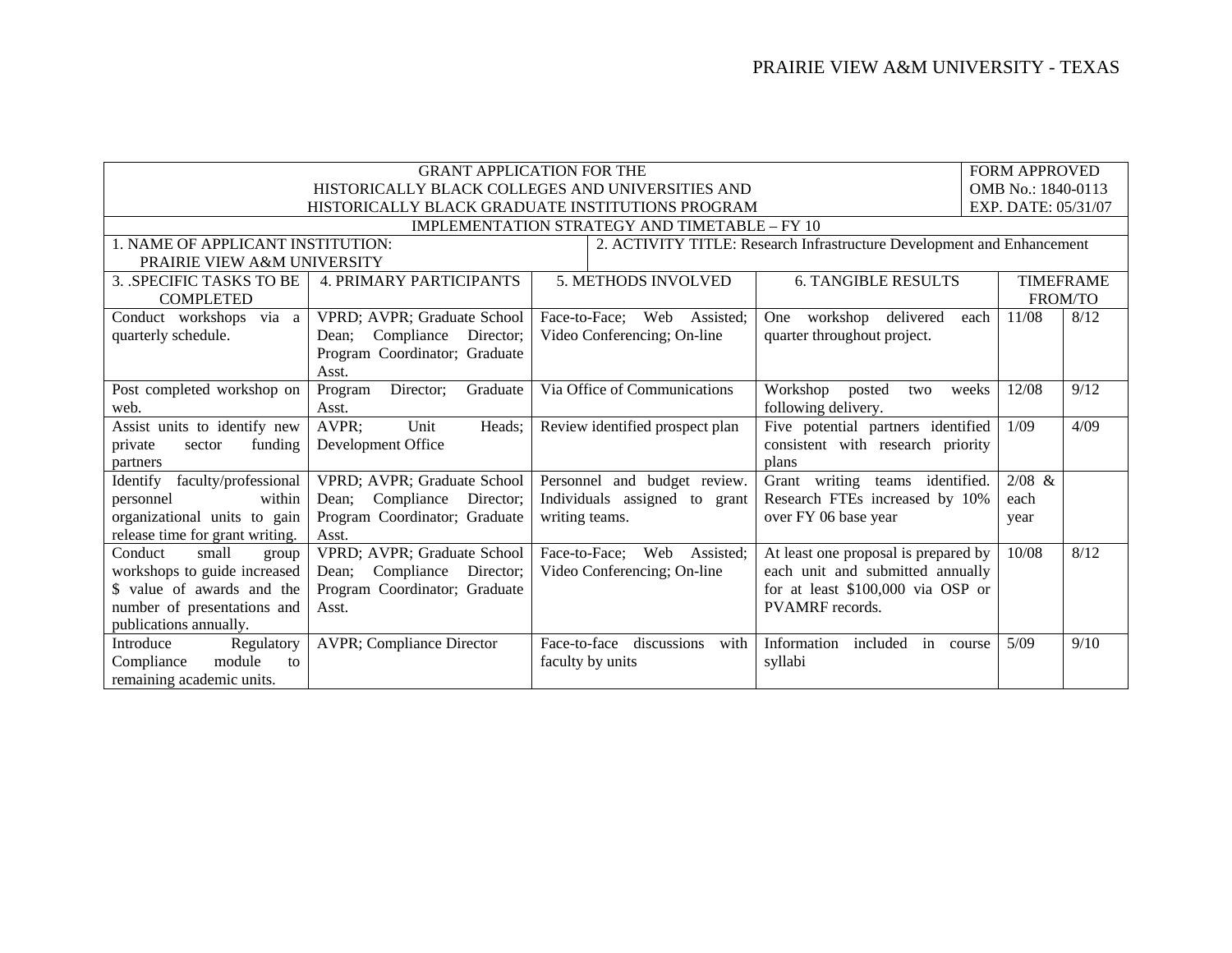| GRANT APPLICATION FOR THE HISTORICALLY BLACK COLLEGES AND UNIVERSITIES AND HISTORICALLY BLACK GRADUATE INSTITUTIONS PROGRAM | | | | | | FORM APPROVED OMB No.: 1840-0113 EXP. DATE: 05/31/07 |
|---|---|---|---|---|---|---|
| IMPLEMENTATION STRATEGY AND TIMETABLE – FY 10 | | | | | | |
| 1. NAME OF APPLICANT INSTITUTION: PRAIRIE VIEW A&M UNIVERSITY | | 2. ACTIVITY TITLE: Research Infrastructure Development and Enhancement | | | | |
| 3. .SPECIFIC TASKS TO BE COMPLETED | 4. PRIMARY PARTICIPANTS | 5. METHODS INVOLVED | 6. TANGIBLE RESULTS | TIMEFRAME FROM/TO | | |
| Conduct workshops via a quarterly schedule. | VPRD; AVPR; Graduate School Dean; Compliance Director; Program Coordinator; Graduate Asst. | Face-to-Face; Web Assisted; Video Conferencing; On-line | One workshop delivered each quarter throughout project. | 11/08 | 8/12 | |
| Post completed workshop on web. | Program Director; Graduate Asst. | Via Office of Communications | Workshop posted two weeks following delivery. | 12/08 | 9/12 | |
| Assist units to identify new private sector funding partners | AVPR; Unit Heads; Development Office | Review identified prospect plan | Five potential partners identified consistent with research priority plans | 1/09 | 4/09 | |
| Identify faculty/professional personnel within organizational units to gain release time for grant writing. | VPRD; AVPR; Graduate School Dean; Compliance Director; Program Coordinator; Graduate Asst. | Personnel and budget review. Individuals assigned to grant writing teams. | Grant writing teams identified. Research FTEs increased by 10% over FY 06 base year | 2/08 & each year | | |
| Conduct small group workshops to guide increased $ value of awards and the number of presentations and publications annually. | VPRD; AVPR; Graduate School Dean; Compliance Director; Program Coordinator; Graduate Asst. | Face-to-Face; Web Assisted; Video Conferencing; On-line | At least one proposal is prepared by each unit and submitted annually for at least $100,000 via OSP or PVAMRF records. | 10/08 | 8/12 | |
| Introduce Regulatory Compliance module to remaining academic units. | AVPR; Compliance Director | Face-to-face discussions with faculty by units | Information included in course syllabi | 5/09 | 9/10 | |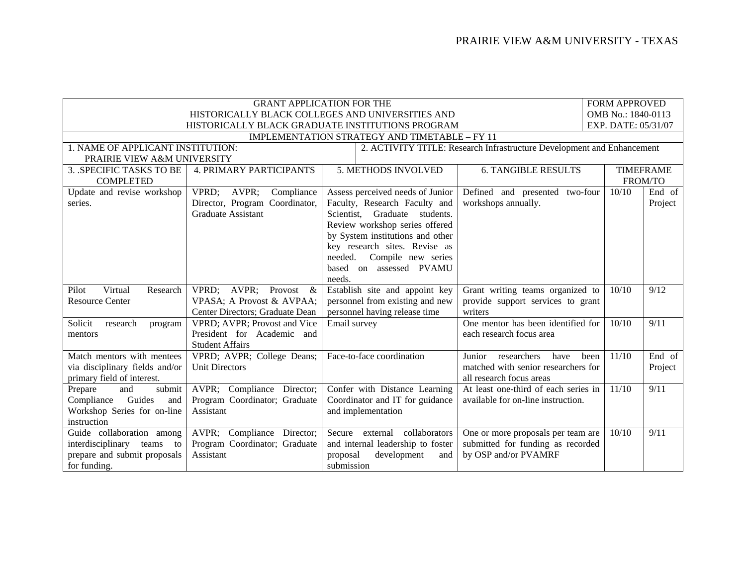| GRANT APPLICATION FOR THE HISTORICALLY BLACK COLLEGES AND UNIVERSITIES AND HISTORICALLY BLACK GRADUATE INSTITUTIONS PROGRAM | | | | FORM APPROVED OMB No.: 1840-0113 EXP. DATE: 05/31/07 | |
|---|---|---|---|---|---|
| IMPLEMENTATION STRATEGY AND TIMETABLE – FY 11 | | | | | |
| 1. NAME OF APPLICANT INSTITUTION: PRAIRIE VIEW A&M UNIVERSITY | | 2. ACTIVITY TITLE: Research Infrastructure Development and Enhancement | | | |
| 3. .SPECIFIC TASKS TO BE COMPLETED | 4. PRIMARY PARTICIPANTS | 5. METHODS INVOLVED | 6. TANGIBLE RESULTS | TIMEFRAME FROM/TO | |
| Update and revise workshop series. | VPRD; AVPR; Compliance Director, Program Coordinator, Graduate Assistant | Assess perceived needs of Junior Faculty, Research Faculty and Scientist, Graduate students. Review workshop series offered by System institutions and other key research sites. Revise as needed. Compile new series based on assessed PVAMU needs. | Defined and presented two-four workshops annually. | 10/10 | End of Project |
| Pilot Virtual Research Resource Center | VPRD; AVPR; Provost & VPASA; A Provost & AVPAA; Center Directors; Graduate Dean | Establish site and appoint key personnel from existing and new personnel having release time | Grant writing teams organized to provide support services to grant writers | 10/10 | 9/12 |
| Solicit research program mentors | VPRD; AVPR; Provost and Vice President for Academic and Student Affairs | Email survey | One mentor has been identified for each research focus area | 10/10 | 9/11 |
| Match mentors with mentees via disciplinary fields and/or primary field of interest. | VPRD; AVPR; College Deans; Unit Directors | Face-to-face coordination | Junior researchers have been matched with senior researchers for all research focus areas | 11/10 | End of Project |
| Prepare and submit Compliance Guides and Workshop Series for on-line instruction | AVPR; Compliance Director; Program Coordinator; Graduate Assistant | Confer with Distance Learning Coordinator and IT for guidance and implementation | At least one-third of each series in available for on-line instruction. | 11/10 | 9/11 |
| Guide collaboration among interdisciplinary teams to prepare and submit proposals for funding. | AVPR; Compliance Director; Program Coordinator; Graduate Assistant | Secure external collaborators and internal leadership to foster proposal development and submission | One or more proposals per team are submitted for funding as recorded by OSP and/or PVAMRF | 10/10 | 9/11 |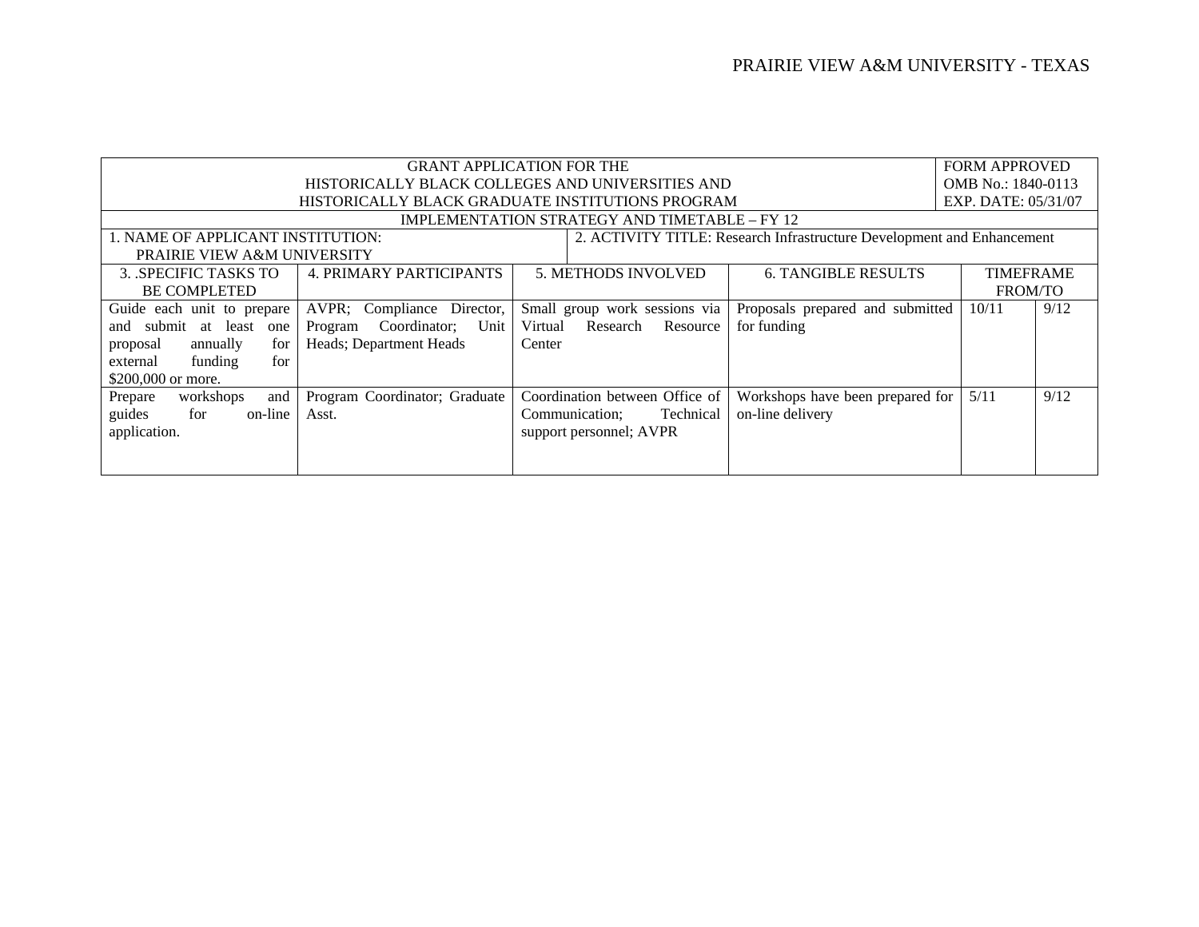| GRANT APPLICATION FOR THE HISTORICALLY BLACK COLLEGES AND UNIVERSITIES AND HISTORICALLY BLACK GRADUATE INSTITUTIONS PROGRAM | | | | | FORM APPROVED OMB No.: 1840-0113 EXP. DATE: 05/31/07 |
|---|---|---|---|---|---|
| IMPLEMENTATION STRATEGY AND TIMETABLE – FY 12 | | | | | |
| 1. NAME OF APPLICANT INSTITUTION: PRAIRIE VIEW A&M UNIVERSITY | | 2. ACTIVITY TITLE: Research Infrastructure Development and Enhancement | | | |
| 3. .SPECIFIC TASKS TO BE COMPLETED | 4. PRIMARY PARTICIPANTS | 5. METHODS INVOLVED | 6. TANGIBLE RESULTS | TIMEFRAME FROM/TO | |
| Guide each unit to prepare and submit at least one proposal annually for external funding for $200,000 or more. | AVPR; Compliance Director, Program Coordinator; Unit Heads; Department Heads | Small group work sessions via Virtual Research Resource Center | Proposals prepared and submitted for funding | 10/11 | 9/12 |
| Prepare workshops and guides for on-line application. | Program Coordinator; Graduate Asst. | Coordination between Office of Communication; Technical support personnel; AVPR | Workshops have been prepared for on-line delivery | 5/11 | 9/12 |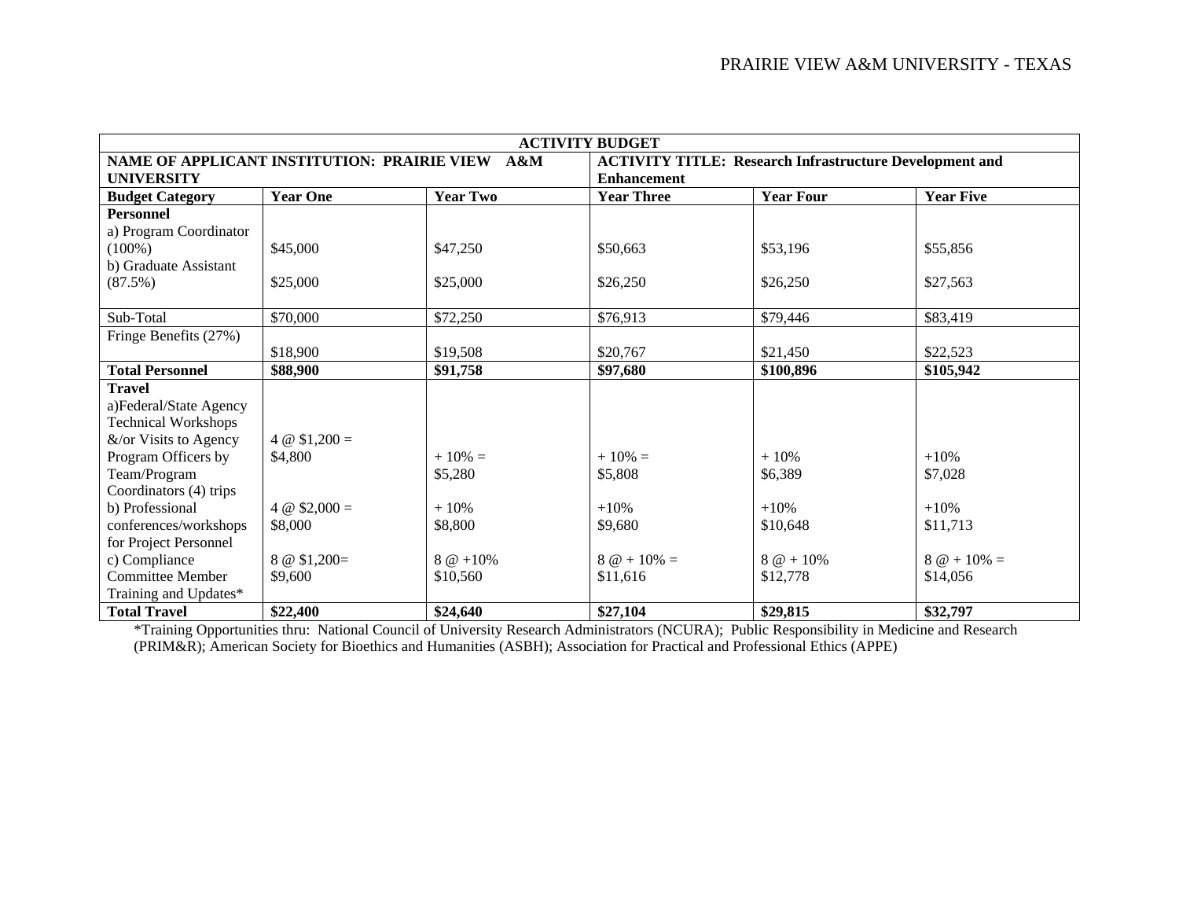| ACTIVITY BUDGET | | | | | |
|---|---|---|---|---|---|
| **NAME OF APPLICANT INSTITUTION: PRAIRIE VIEW A&M UNIVERSITY** | | | **ACTIVITY TITLE: Research Infrastructure Development and Enhancement** | | |
| **Budget Category** | **Year One** | **Year Two** | **Year Three** | **Year Four** | **Year Five** |
| **Personnel** | | | | | |
| a) Program Coordinator (100%) | $45,000 | $47,250 | $50,663 | $53,196 | $55,856 |
| b) Graduate Assistant (87.5%) | $25,000 | $25,000 | $26,250 | $26,250 | $27,563 |
| Sub-Total | $70,000 | $72,250 | $76,913 | $79,446 | $83,419 |
| Fringe Benefits (27%) | $18,900 | $19,508 | $20,767 | $21,450 | $22,523 |
| **Total Personnel** | **$88,900** | **$91,758** | **$97,680** | **$100,896** | **$105,942** |
| **Travel** | | | | | |
| a)Federal/State Agency Technical Workshops &/or Visits to Agency Program Officers by Team/Program Coordinators (4) trips | 4 @ $1,200 = $4,800 | + 10% = $5,280 | + 10% = $5,808 | + 10% $6,389 | +10% $7,028 |
| b) Professional conferences/workshops for Project Personnel | 4 @ $2,000 = $8,000 | + 10% $8,800 | +10% $9,680 | +10% $10,648 | +10% $11,713 |
| c) Compliance Committee Member Training and Updates* | 8 @ $1,200= $9,600 | 8 @ +10% $10,560 | 8 @ + 10% = $11,616 | 8 @ + 10% $12,778 | 8 @ + 10% = $14,056 |
| **Total Travel** | **$22,400** | **$24,640** | **$27,104** | **$29,815** | **$32,797** |

*Training Opportunities thru: National Council of University Research Administrators (NCURA); Public Responsibility in Medicine and Research (PRIM&R); American Society for Bioethics and Humanities (ASBH); Association for Practical and Professional Ethics (APPE)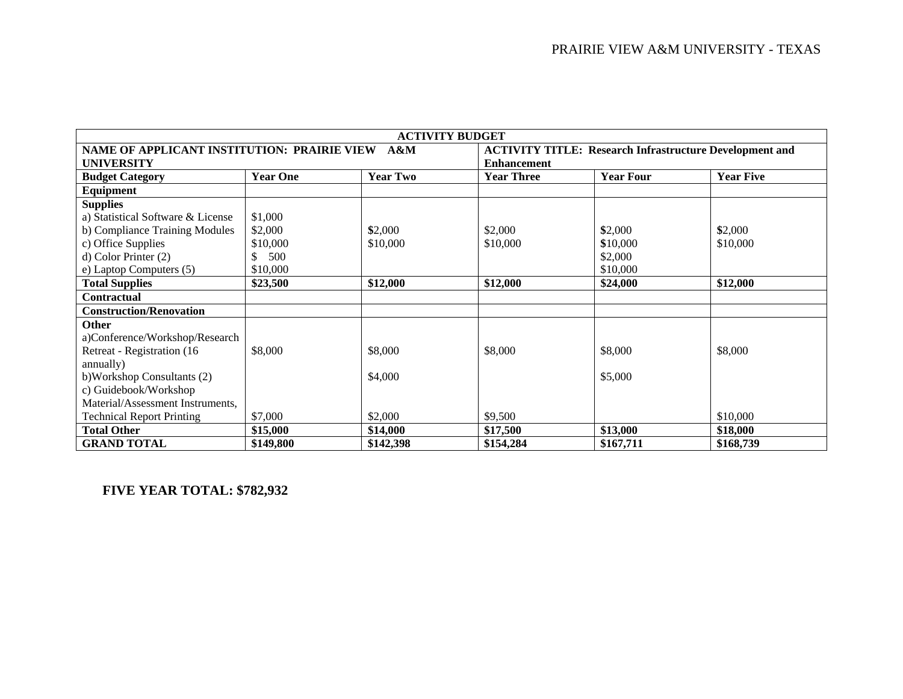| ACTIVITY BUDGET | | | | | |
|---|---|---|---|---|---|
| **NAME OF APPLICANT INSTITUTION: PRAIRIE VIEW A&M UNIVERSITY** | | | **ACTIVITY TITLE: Research Infrastructure Development and Enhancement** | | |
| **Budget Category** | **Year One** | **Year Two** | **Year Three** | **Year Four** | **Year Five** |
| **Equipment** | | | | | |
| **Supplies** | | | | | |
| a) Statistical Software & License | $1,000 | | | | |
| b) Compliance Training Modules | $2,000 | $2,000 | $2,000 | $2,000 | $2,000 |
| c) Office Supplies | $10,000 | $10,000 | $10,000 | $10,000 | $10,000 |
| d) Color Printer (2) | $ 500 | | | $2,000 | |
| e) Laptop Computers (5) | $10,000 | | | $10,000 | |
| **Total Supplies** | **$23,500** | **$12,000** | **$12,000** | **$24,000** | **$12,000** |
| **Contractual** | | | | | |
| **Construction/Renovation** | | | | | |
| **Other** | | | | | |
| a)Conference/Workshop/Research Retreat - Registration (16 annually) | $8,000 | $8,000 | $8,000 | $8,000 | $8,000 |
| b)Workshop Consultants (2) | | $4,000 | | $5,000 | |
| c) Guidebook/Workshop Material/Assessment Instruments, Technical Report Printing | $7,000 | $2,000 | $9,500 | | $10,000 |
| **Total Other** | **$15,000** | **$14,000** | **$17,500** | **$13,000** | **$18,000** |
| **GRAND TOTAL** | **$149,800** | **$142,398** | **$154,284** | **$167,711** | **$168,739** |

**FIVE YEAR TOTAL: $782,932**